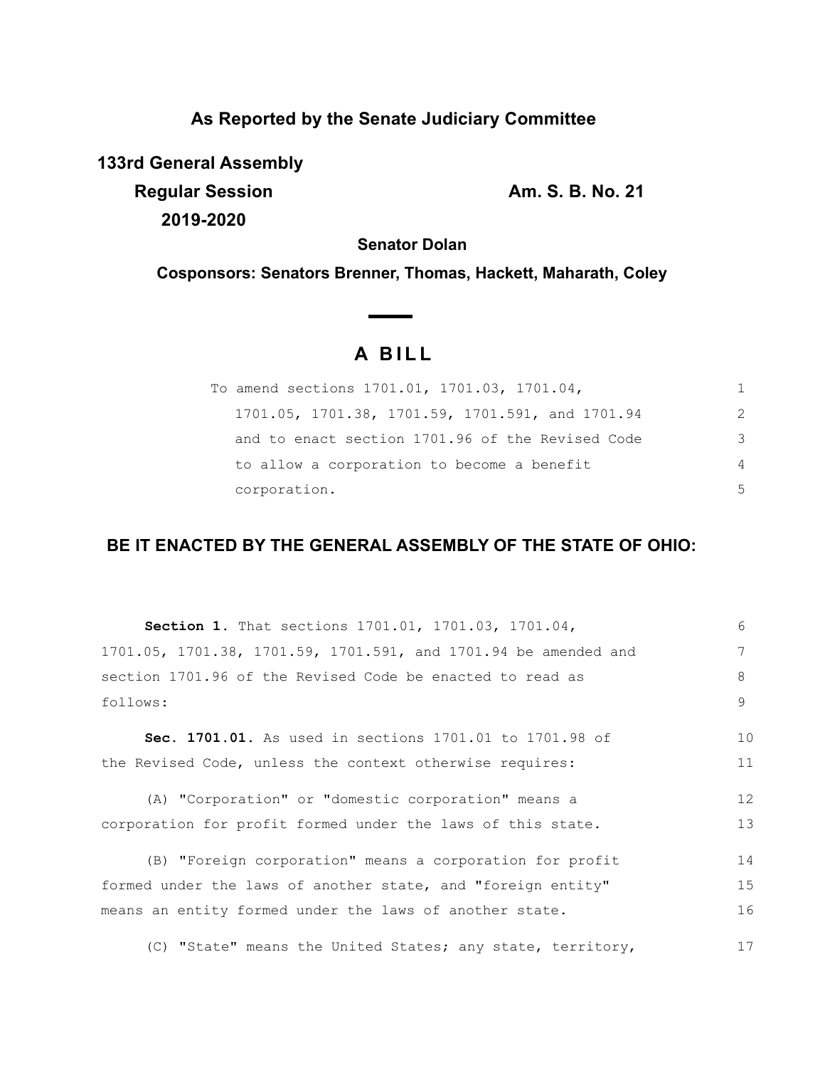**As Reported by the Senate Judiciary Committee**

**133rd General Assembly**

**Regular Session** **Am. S. B. No. 21**

**2019-2020**

**Senator Dolan**

**Cosponsors: Senators Brenner, Thomas, Hackett, Maharath, Coley**

# A BILL

To amend sections 1701.01, 1701.03, 1701.04, 1701.05, 1701.38, 1701.59, 1701.591, and 1701.94 and to enact section 1701.96 of the Revised Code to allow a corporation to become a benefit corporation.

**BE IT ENACTED BY THE GENERAL ASSEMBLY OF THE STATE OF OHIO:**

**Section 1.** That sections 1701.01, 1701.03, 1701.04, 1701.05, 1701.38, 1701.59, 1701.591, and 1701.94 be amended and section 1701.96 of the Revised Code be enacted to read as follows:

**Sec. 1701.01.** As used in sections 1701.01 to 1701.98 of the Revised Code, unless the context otherwise requires:

(A) "Corporation" or "domestic corporation" means a corporation for profit formed under the laws of this state.

(B) "Foreign corporation" means a corporation for profit formed under the laws of another state, and "foreign entity" means an entity formed under the laws of another state.

(C) "State" means the United States; any state, territory,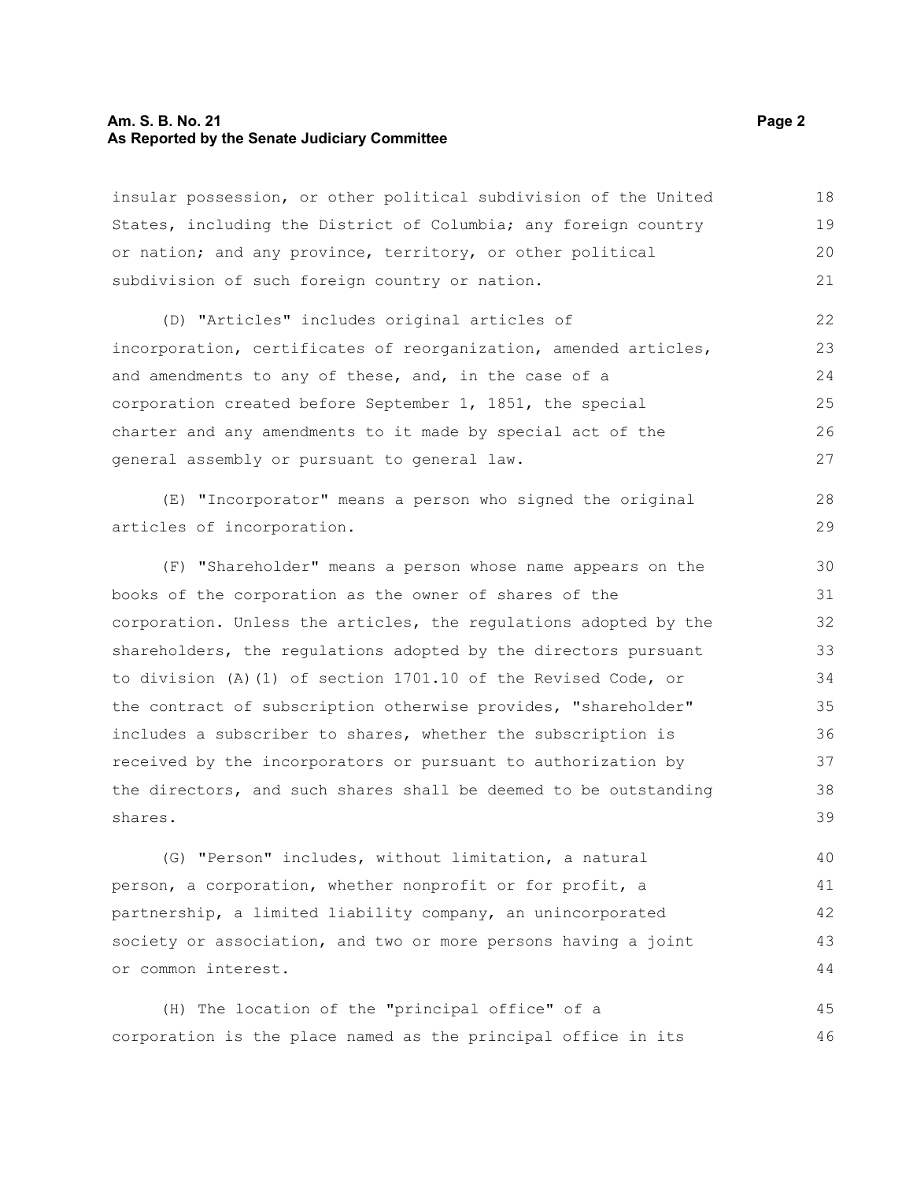insular possession, or other political subdivision of the United States, including the District of Columbia; any foreign country or nation; and any province, territory, or other political subdivision of such foreign country or nation.

(D) "Articles" includes original articles of incorporation, certificates of reorganization, amended articles, and amendments to any of these, and, in the case of a corporation created before September 1, 1851, the special charter and any amendments to it made by special act of the general assembly or pursuant to general law.

(E) "Incorporator" means a person who signed the original articles of incorporation.

(F) "Shareholder" means a person whose name appears on the books of the corporation as the owner of shares of the corporation. Unless the articles, the regulations adopted by the shareholders, the regulations adopted by the directors pursuant to division (A)(1) of section 1701.10 of the Revised Code, or the contract of subscription otherwise provides, "shareholder" includes a subscriber to shares, whether the subscription is received by the incorporators or pursuant to authorization by the directors, and such shares shall be deemed to be outstanding shares.

(G) "Person" includes, without limitation, a natural person, a corporation, whether nonprofit or for profit, a partnership, a limited liability company, an unincorporated society or association, and two or more persons having a joint or common interest.

(H) The location of the "principal office" of a corporation is the place named as the principal office in its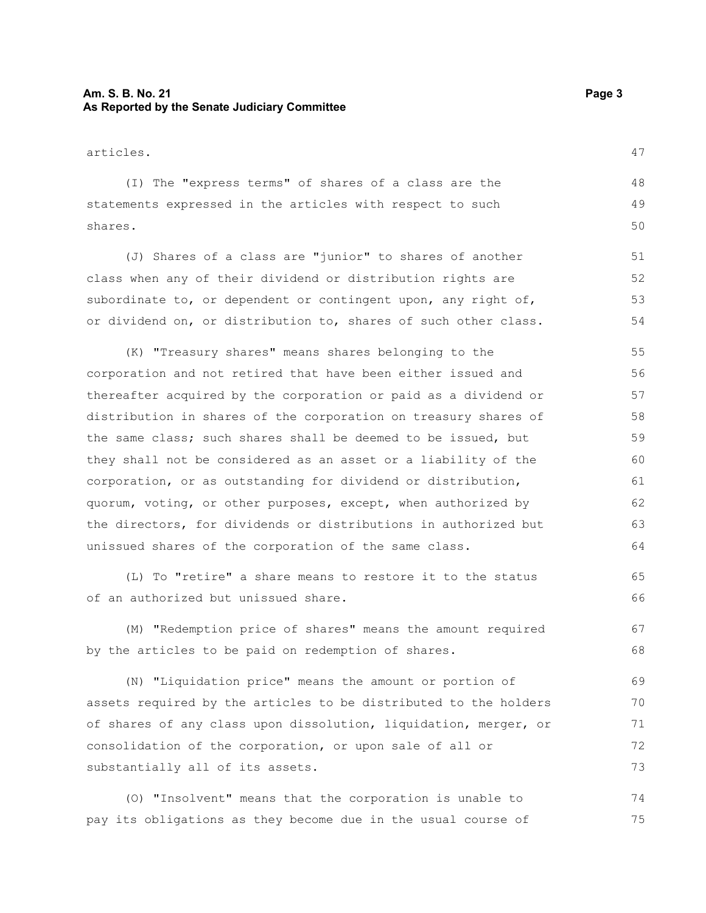articles.

(I) The "express terms" of shares of a class are the statements expressed in the articles with respect to such shares.

(J) Shares of a class are "junior" to shares of another class when any of their dividend or distribution rights are subordinate to, or dependent or contingent upon, any right of, or dividend on, or distribution to, shares of such other class.

(K) "Treasury shares" means shares belonging to the corporation and not retired that have been either issued and thereafter acquired by the corporation or paid as a dividend or distribution in shares of the corporation on treasury shares of the same class; such shares shall be deemed to be issued, but they shall not be considered as an asset or a liability of the corporation, or as outstanding for dividend or distribution, quorum, voting, or other purposes, except, when authorized by the directors, for dividends or distributions in authorized but unissued shares of the corporation of the same class.

(L) To "retire" a share means to restore it to the status of an authorized but unissued share.

(M) "Redemption price of shares" means the amount required by the articles to be paid on redemption of shares.

(N) "Liquidation price" means the amount or portion of assets required by the articles to be distributed to the holders of shares of any class upon dissolution, liquidation, merger, or consolidation of the corporation, or upon sale of all or substantially all of its assets.

(O) "Insolvent" means that the corporation is unable to pay its obligations as they become due in the usual course of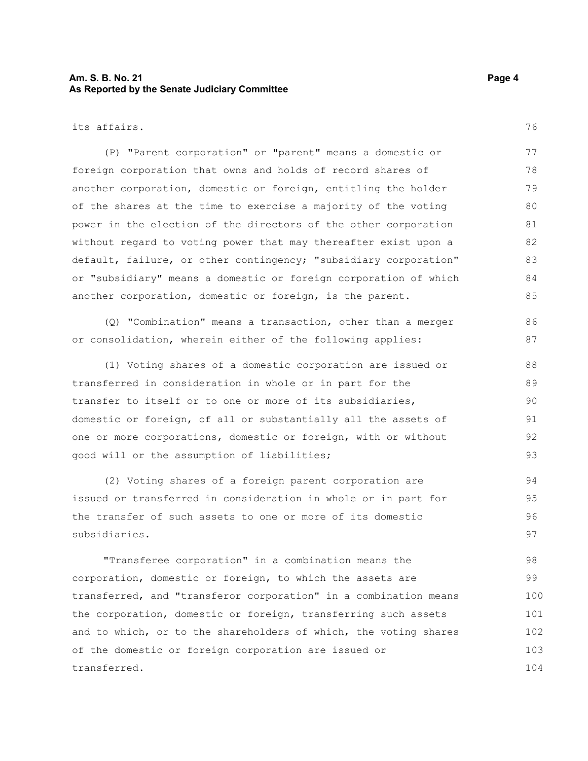its affairs.

(P) "Parent corporation" or "parent" means a domestic or foreign corporation that owns and holds of record shares of another corporation, domestic or foreign, entitling the holder of the shares at the time to exercise a majority of the voting power in the election of the directors of the other corporation without regard to voting power that may thereafter exist upon a default, failure, or other contingency; "subsidiary corporation" or "subsidiary" means a domestic or foreign corporation of which another corporation, domestic or foreign, is the parent.

(Q) "Combination" means a transaction, other than a merger or consolidation, wherein either of the following applies:

(1) Voting shares of a domestic corporation are issued or transferred in consideration in whole or in part for the transfer to itself or to one or more of its subsidiaries, domestic or foreign, of all or substantially all the assets of one or more corporations, domestic or foreign, with or without good will or the assumption of liabilities;

(2) Voting shares of a foreign parent corporation are issued or transferred in consideration in whole or in part for the transfer of such assets to one or more of its domestic subsidiaries.

"Transferee corporation" in a combination means the corporation, domestic or foreign, to which the assets are transferred, and "transferor corporation" in a combination means the corporation, domestic or foreign, transferring such assets and to which, or to the shareholders of which, the voting shares of the domestic or foreign corporation are issued or transferred.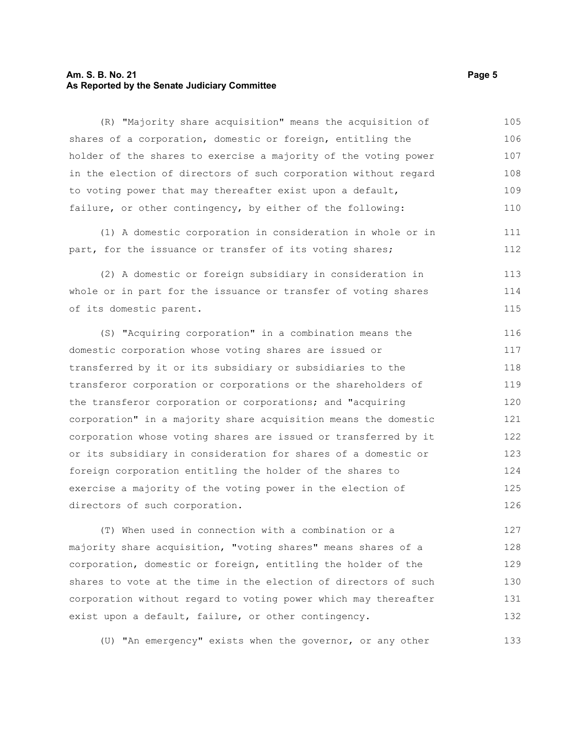(R) "Majority share acquisition" means the acquisition of shares of a corporation, domestic or foreign, entitling the holder of the shares to exercise a majority of the voting power in the election of directors of such corporation without regard to voting power that may thereafter exist upon a default, failure, or other contingency, by either of the following:

(1) A domestic corporation in consideration in whole or in part, for the issuance or transfer of its voting shares;

(2) A domestic or foreign subsidiary in consideration in whole or in part for the issuance or transfer of voting shares of its domestic parent.

(S) "Acquiring corporation" in a combination means the domestic corporation whose voting shares are issued or transferred by it or its subsidiary or subsidiaries to the transferor corporation or corporations or the shareholders of the transferor corporation or corporations; and "acquiring corporation" in a majority share acquisition means the domestic corporation whose voting shares are issued or transferred by it or its subsidiary in consideration for shares of a domestic or foreign corporation entitling the holder of the shares to exercise a majority of the voting power in the election of directors of such corporation.

(T) When used in connection with a combination or a majority share acquisition, "voting shares" means shares of a corporation, domestic or foreign, entitling the holder of the shares to vote at the time in the election of directors of such corporation without regard to voting power which may thereafter exist upon a default, failure, or other contingency.

(U) "An emergency" exists when the governor, or any other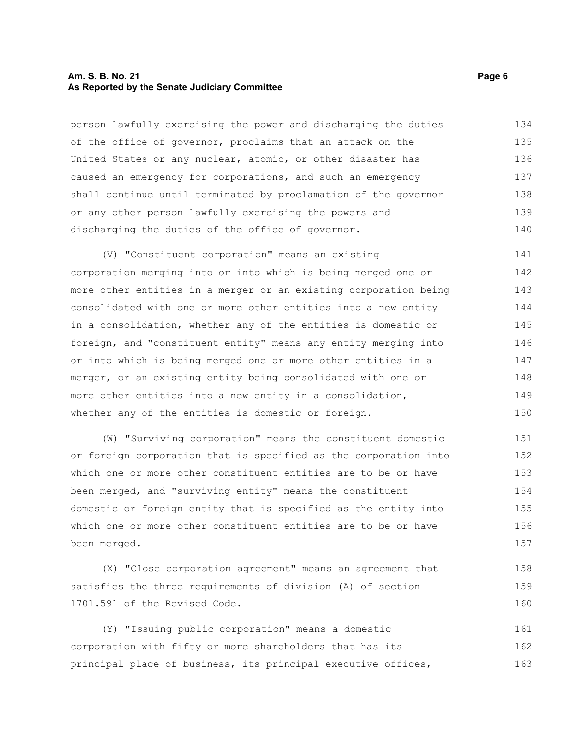person lawfully exercising the power and discharging the duties of the office of governor, proclaims that an attack on the United States or any nuclear, atomic, or other disaster has caused an emergency for corporations, and such an emergency shall continue until terminated by proclamation of the governor or any other person lawfully exercising the powers and discharging the duties of the office of governor.

(V) "Constituent corporation" means an existing corporation merging into or into which is being merged one or more other entities in a merger or an existing corporation being consolidated with one or more other entities into a new entity in a consolidation, whether any of the entities is domestic or foreign, and "constituent entity" means any entity merging into or into which is being merged one or more other entities in a merger, or an existing entity being consolidated with one or more other entities into a new entity in a consolidation, whether any of the entities is domestic or foreign.

(W) "Surviving corporation" means the constituent domestic or foreign corporation that is specified as the corporation into which one or more other constituent entities are to be or have been merged, and "surviving entity" means the constituent domestic or foreign entity that is specified as the entity into which one or more other constituent entities are to be or have been merged.

(X) "Close corporation agreement" means an agreement that satisfies the three requirements of division (A) of section 1701.591 of the Revised Code.

(Y) "Issuing public corporation" means a domestic corporation with fifty or more shareholders that has its principal place of business, its principal executive offices,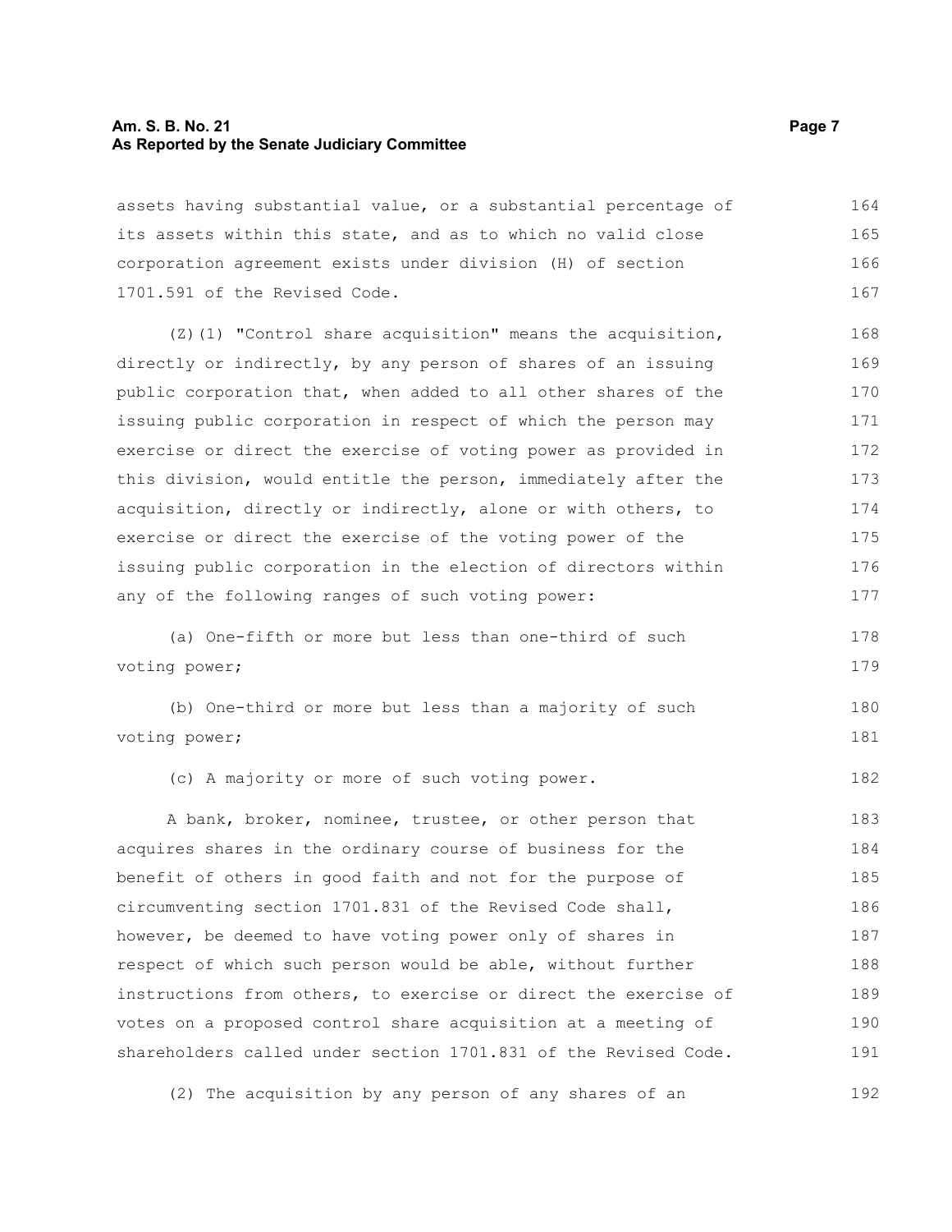assets having substantial value, or a substantial percentage of its assets within this state, and as to which no valid close corporation agreement exists under division (H) of section 1701.591 of the Revised Code.

(Z)(1) "Control share acquisition" means the acquisition, directly or indirectly, by any person of shares of an issuing public corporation that, when added to all other shares of the issuing public corporation in respect of which the person may exercise or direct the exercise of voting power as provided in this division, would entitle the person, immediately after the acquisition, directly or indirectly, alone or with others, to exercise or direct the exercise of the voting power of the issuing public corporation in the election of directors within any of the following ranges of such voting power:

(a) One-fifth or more but less than one-third of such voting power;

(b) One-third or more but less than a majority of such voting power;

(c) A majority or more of such voting power.

A bank, broker, nominee, trustee, or other person that acquires shares in the ordinary course of business for the benefit of others in good faith and not for the purpose of circumventing section 1701.831 of the Revised Code shall, however, be deemed to have voting power only of shares in respect of which such person would be able, without further instructions from others, to exercise or direct the exercise of votes on a proposed control share acquisition at a meeting of shareholders called under section 1701.831 of the Revised Code.

(2) The acquisition by any person of any shares of an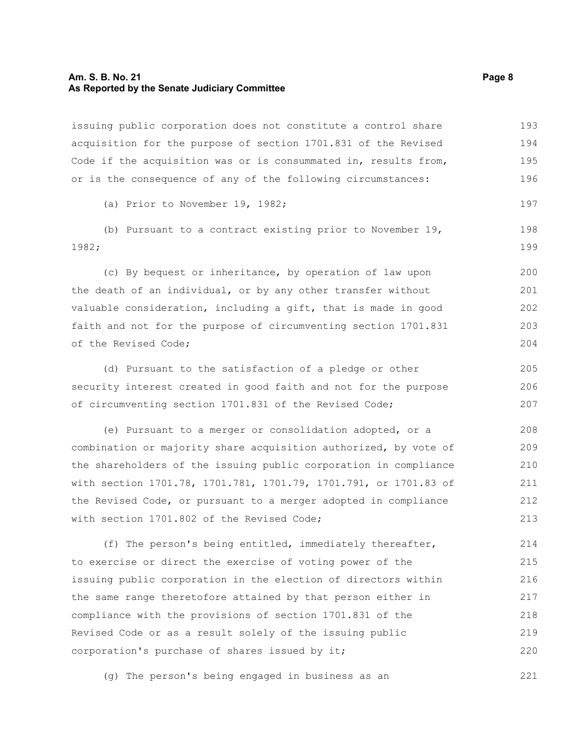issuing public corporation does not constitute a control share acquisition for the purpose of section 1701.831 of the Revised Code if the acquisition was or is consummated in, results from, or is the consequence of any of the following circumstances:

(a) Prior to November 19, 1982;

(b) Pursuant to a contract existing prior to November 19, 1982;

(c) By bequest or inheritance, by operation of law upon the death of an individual, or by any other transfer without valuable consideration, including a gift, that is made in good faith and not for the purpose of circumventing section 1701.831 of the Revised Code;

(d) Pursuant to the satisfaction of a pledge or other security interest created in good faith and not for the purpose of circumventing section 1701.831 of the Revised Code;

(e) Pursuant to a merger or consolidation adopted, or a combination or majority share acquisition authorized, by vote of the shareholders of the issuing public corporation in compliance with section 1701.78, 1701.781, 1701.79, 1701.791, or 1701.83 of the Revised Code, or pursuant to a merger adopted in compliance with section 1701.802 of the Revised Code;

(f) The person's being entitled, immediately thereafter, to exercise or direct the exercise of voting power of the issuing public corporation in the election of directors within the same range theretofore attained by that person either in compliance with the provisions of section 1701.831 of the Revised Code or as a result solely of the issuing public corporation's purchase of shares issued by it;

(g) The person's being engaged in business as an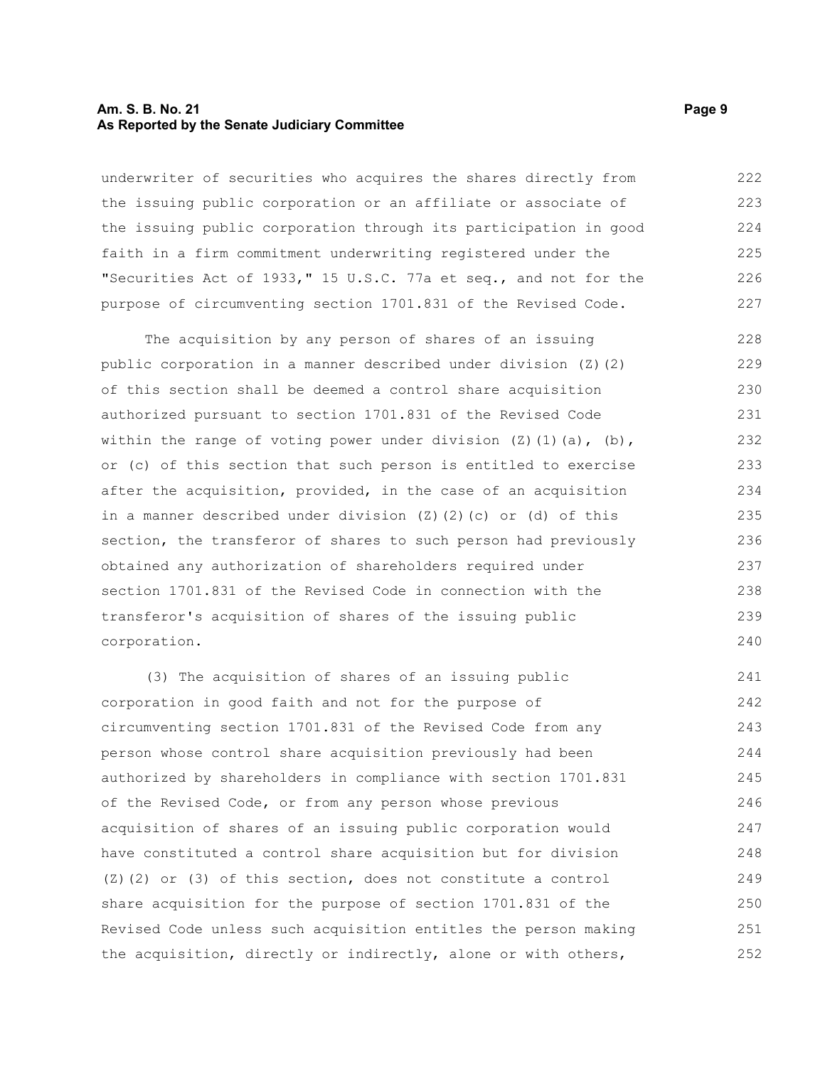underwriter of securities who acquires the shares directly from the issuing public corporation or an affiliate or associate of the issuing public corporation through its participation in good faith in a firm commitment underwriting registered under the "Securities Act of 1933," 15 U.S.C. 77a et seq., and not for the purpose of circumventing section 1701.831 of the Revised Code.

The acquisition by any person of shares of an issuing public corporation in a manner described under division (Z)(2) of this section shall be deemed a control share acquisition authorized pursuant to section 1701.831 of the Revised Code within the range of voting power under division (Z)(1)(a), (b), or (c) of this section that such person is entitled to exercise after the acquisition, provided, in the case of an acquisition in a manner described under division (Z)(2)(c) or (d) of this section, the transferor of shares to such person had previously obtained any authorization of shareholders required under section 1701.831 of the Revised Code in connection with the transferor's acquisition of shares of the issuing public corporation.

(3) The acquisition of shares of an issuing public corporation in good faith and not for the purpose of circumventing section 1701.831 of the Revised Code from any person whose control share acquisition previously had been authorized by shareholders in compliance with section 1701.831 of the Revised Code, or from any person whose previous acquisition of shares of an issuing public corporation would have constituted a control share acquisition but for division (Z)(2) or (3) of this section, does not constitute a control share acquisition for the purpose of section 1701.831 of the Revised Code unless such acquisition entitles the person making the acquisition, directly or indirectly, alone or with others,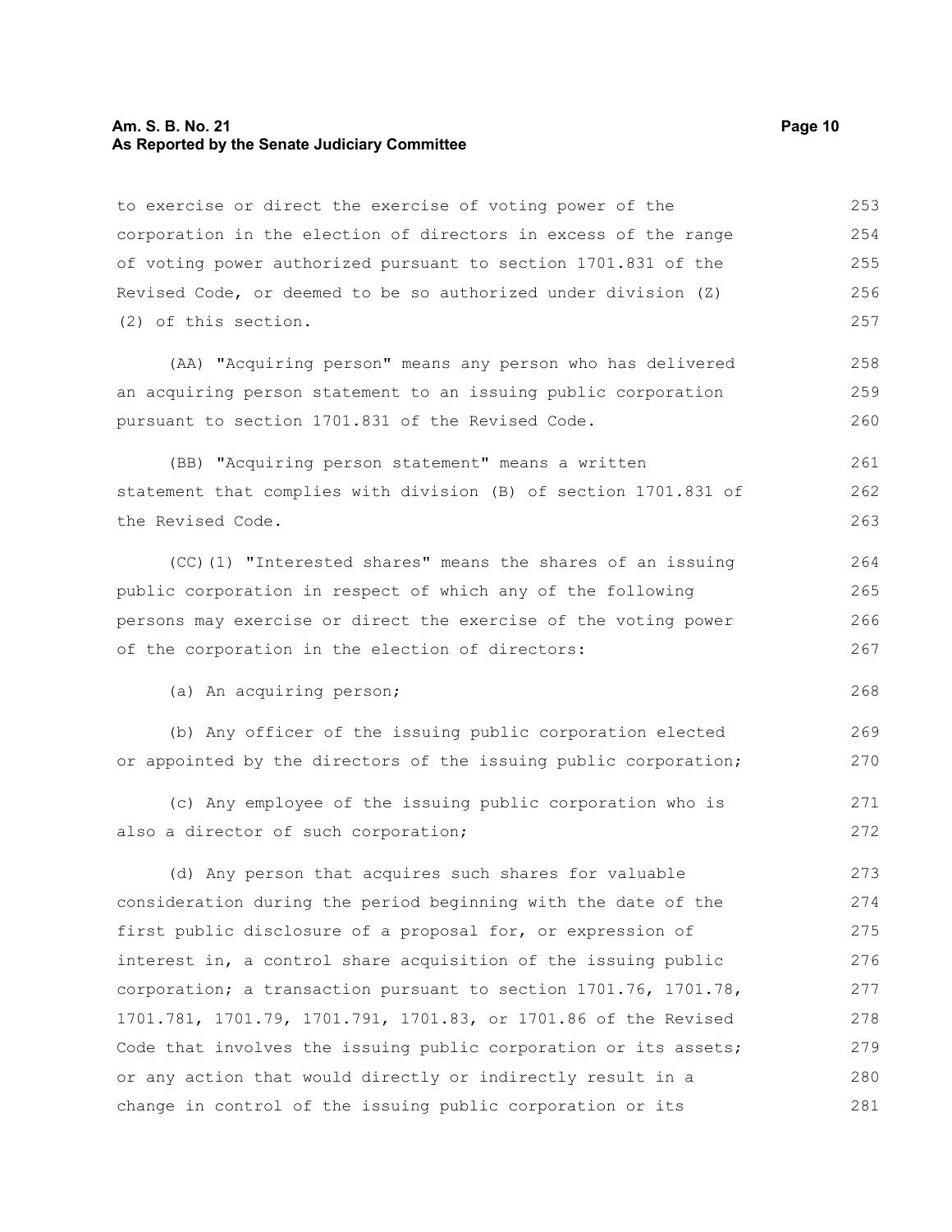to exercise or direct the exercise of voting power of the corporation in the election of directors in excess of the range of voting power authorized pursuant to section 1701.831 of the Revised Code, or deemed to be so authorized under division (Z)(2) of this section.

(AA) "Acquiring person" means any person who has delivered an acquiring person statement to an issuing public corporation pursuant to section 1701.831 of the Revised Code.

(BB) "Acquiring person statement" means a written statement that complies with division (B) of section 1701.831 of the Revised Code.

(CC)(1) "Interested shares" means the shares of an issuing public corporation in respect of which any of the following persons may exercise or direct the exercise of the voting power of the corporation in the election of directors:

(a) An acquiring person;

(b) Any officer of the issuing public corporation elected or appointed by the directors of the issuing public corporation;

(c) Any employee of the issuing public corporation who is also a director of such corporation;

(d) Any person that acquires such shares for valuable consideration during the period beginning with the date of the first public disclosure of a proposal for, or expression of interest in, a control share acquisition of the issuing public corporation; a transaction pursuant to section 1701.76, 1701.78, 1701.781, 1701.79, 1701.791, 1701.83, or 1701.86 of the Revised Code that involves the issuing public corporation or its assets; or any action that would directly or indirectly result in a change in control of the issuing public corporation or its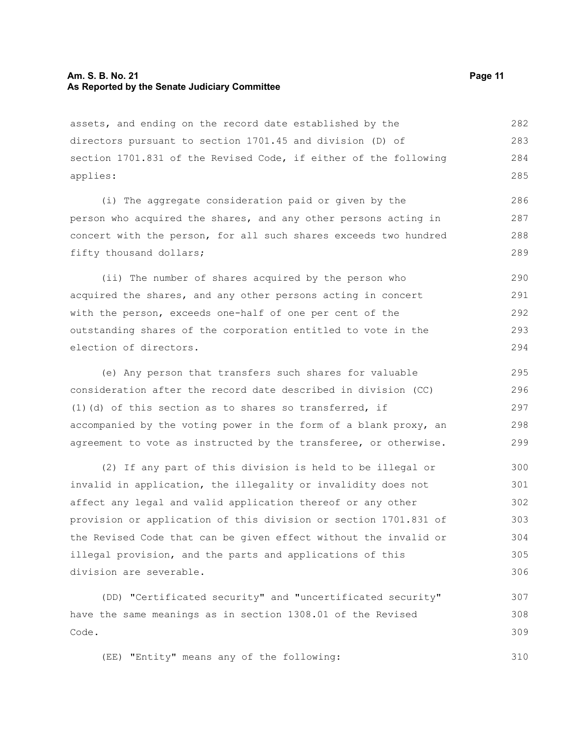assets, and ending on the record date established by the directors pursuant to section 1701.45 and division (D) of section 1701.831 of the Revised Code, if either of the following applies:

(i) The aggregate consideration paid or given by the person who acquired the shares, and any other persons acting in concert with the person, for all such shares exceeds two hundred fifty thousand dollars;

(ii) The number of shares acquired by the person who acquired the shares, and any other persons acting in concert with the person, exceeds one-half of one per cent of the outstanding shares of the corporation entitled to vote in the election of directors.

(e) Any person that transfers such shares for valuable consideration after the record date described in division (CC)(1)(d) of this section as to shares so transferred, if accompanied by the voting power in the form of a blank proxy, an agreement to vote as instructed by the transferee, or otherwise.

(2) If any part of this division is held to be illegal or invalid in application, the illegality or invalidity does not affect any legal and valid application thereof or any other provision or application of this division or section 1701.831 of the Revised Code that can be given effect without the invalid or illegal provision, and the parts and applications of this division are severable.

(DD) "Certificated security" and "uncertificated security" have the same meanings as in section 1308.01 of the Revised Code.

(EE) "Entity" means any of the following: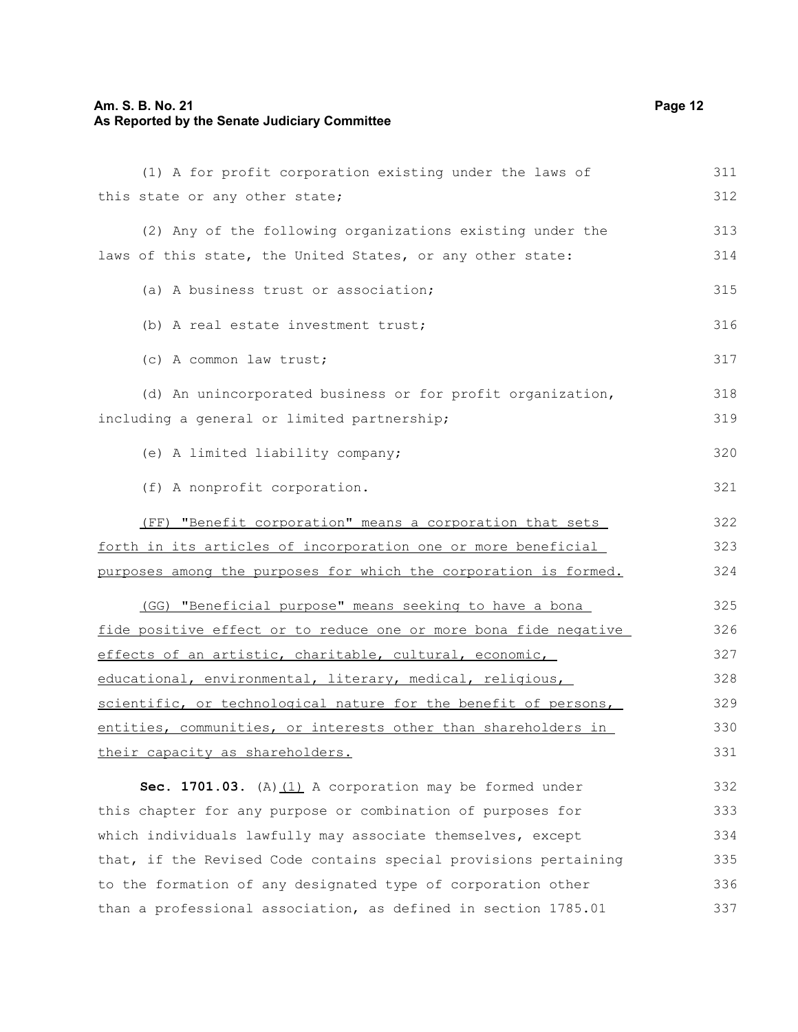(1) A for profit corporation existing under the laws of this state or any other state;

(2) Any of the following organizations existing under the laws of this state, the United States, or any other state:

(a) A business trust or association;

(b) A real estate investment trust;

(c) A common law trust;

(d) An unincorporated business or for profit organization, including a general or limited partnership;

(e) A limited liability company;

(f) A nonprofit corporation.

<u>(FF) "Benefit corporation" means a corporation that sets forth in its articles of incorporation one or more beneficial purposes among the purposes for which the corporation is formed.</u>

<u>(GG) "Beneficial purpose" means seeking to have a bona fide positive effect or to reduce one or more bona fide negative effects of an artistic, charitable, cultural, economic, educational, environmental, literary, medical, religious, scientific, or technological nature for the benefit of persons, entities, communities, or interests other than shareholders in their capacity as shareholders.</u>

**Sec. 1701.03.** (A)<u>(1)</u> A corporation may be formed under this chapter for any purpose or combination of purposes for which individuals lawfully may associate themselves, except that, if the Revised Code contains special provisions pertaining to the formation of any designated type of corporation other than a professional association, as defined in section 1785.01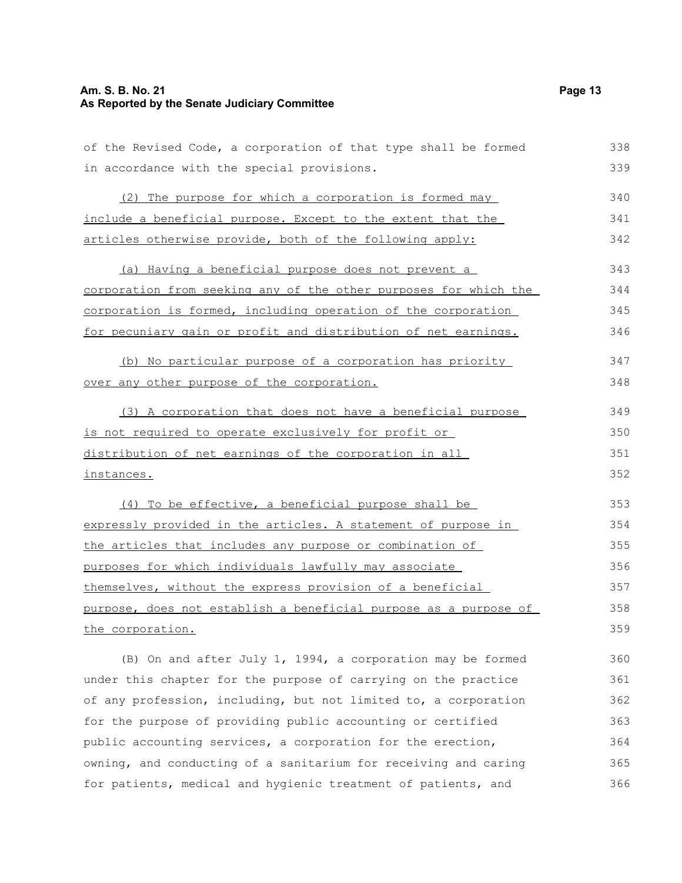of the Revised Code, a corporation of that type shall be formed in accordance with the special provisions.

(2) The purpose for which a corporation is formed may include a beneficial purpose. Except to the extent that the articles otherwise provide, both of the following apply:

(a) Having a beneficial purpose does not prevent a corporation from seeking any of the other purposes for which the corporation is formed, including operation of the corporation for pecuniary gain or profit and distribution of net earnings.

(b) No particular purpose of a corporation has priority over any other purpose of the corporation.

(3) A corporation that does not have a beneficial purpose is not required to operate exclusively for profit or distribution of net earnings of the corporation in all instances.

(4) To be effective, a beneficial purpose shall be expressly provided in the articles. A statement of purpose in the articles that includes any purpose or combination of purposes for which individuals lawfully may associate themselves, without the express provision of a beneficial purpose, does not establish a beneficial purpose as a purpose of the corporation.

(B) On and after July 1, 1994, a corporation may be formed under this chapter for the purpose of carrying on the practice of any profession, including, but not limited to, a corporation for the purpose of providing public accounting or certified public accounting services, a corporation for the erection, owning, and conducting of a sanitarium for receiving and caring for patients, medical and hygienic treatment of patients, and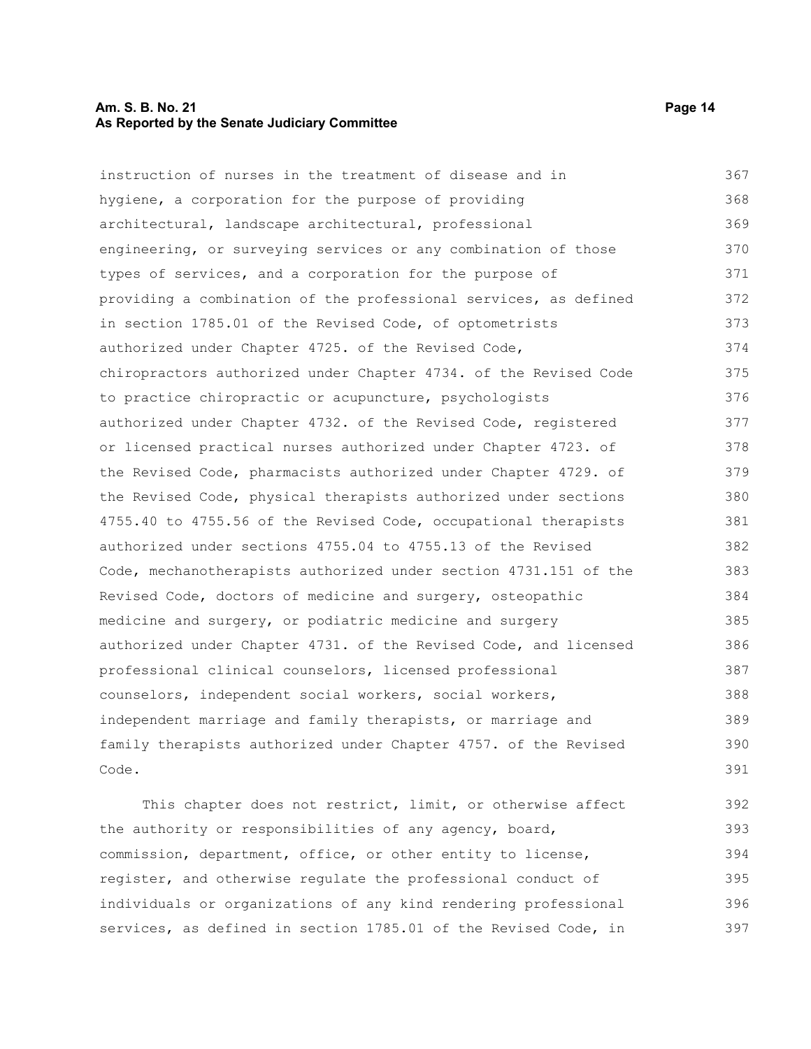instruction of nurses in the treatment of disease and in hygiene, a corporation for the purpose of providing architectural, landscape architectural, professional engineering, or surveying services or any combination of those types of services, and a corporation for the purpose of providing a combination of the professional services, as defined in section 1785.01 of the Revised Code, of optometrists authorized under Chapter 4725. of the Revised Code, chiropractors authorized under Chapter 4734. of the Revised Code to practice chiropractic or acupuncture, psychologists authorized under Chapter 4732. of the Revised Code, registered or licensed practical nurses authorized under Chapter 4723. of the Revised Code, pharmacists authorized under Chapter 4729. of the Revised Code, physical therapists authorized under sections 4755.40 to 4755.56 of the Revised Code, occupational therapists authorized under sections 4755.04 to 4755.13 of the Revised Code, mechanotherapists authorized under section 4731.151 of the Revised Code, doctors of medicine and surgery, osteopathic medicine and surgery, or podiatric medicine and surgery authorized under Chapter 4731. of the Revised Code, and licensed professional clinical counselors, licensed professional counselors, independent social workers, social workers, independent marriage and family therapists, or marriage and family therapists authorized under Chapter 4757. of the Revised Code.

This chapter does not restrict, limit, or otherwise affect the authority or responsibilities of any agency, board, commission, department, office, or other entity to license, register, and otherwise regulate the professional conduct of individuals or organizations of any kind rendering professional services, as defined in section 1785.01 of the Revised Code, in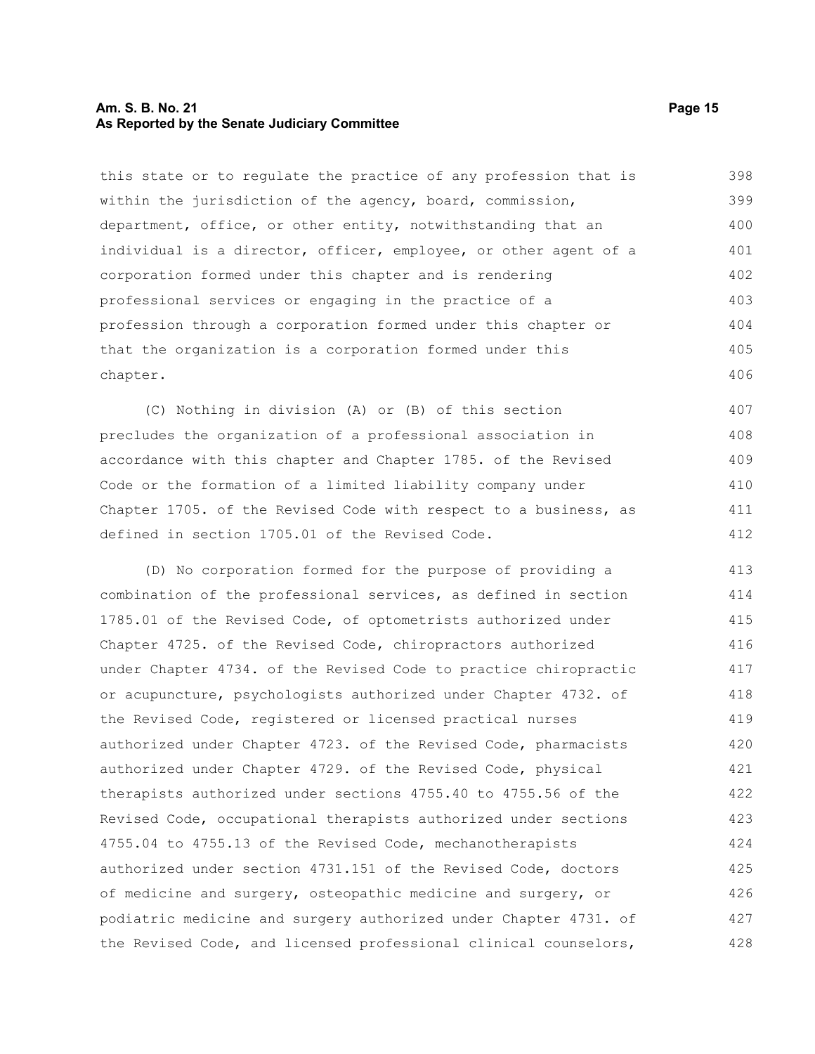this state or to regulate the practice of any profession that is within the jurisdiction of the agency, board, commission, department, office, or other entity, notwithstanding that an individual is a director, officer, employee, or other agent of a corporation formed under this chapter and is rendering professional services or engaging in the practice of a profession through a corporation formed under this chapter or that the organization is a corporation formed under this chapter.

(C) Nothing in division (A) or (B) of this section precludes the organization of a professional association in accordance with this chapter and Chapter 1785. of the Revised Code or the formation of a limited liability company under Chapter 1705. of the Revised Code with respect to a business, as defined in section 1705.01 of the Revised Code.

(D) No corporation formed for the purpose of providing a combination of the professional services, as defined in section 1785.01 of the Revised Code, of optometrists authorized under Chapter 4725. of the Revised Code, chiropractors authorized under Chapter 4734. of the Revised Code to practice chiropractic or acupuncture, psychologists authorized under Chapter 4732. of the Revised Code, registered or licensed practical nurses authorized under Chapter 4723. of the Revised Code, pharmacists authorized under Chapter 4729. of the Revised Code, physical therapists authorized under sections 4755.40 to 4755.56 of the Revised Code, occupational therapists authorized under sections 4755.04 to 4755.13 of the Revised Code, mechanotherapists authorized under section 4731.151 of the Revised Code, doctors of medicine and surgery, osteopathic medicine and surgery, or podiatric medicine and surgery authorized under Chapter 4731. of the Revised Code, and licensed professional clinical counselors,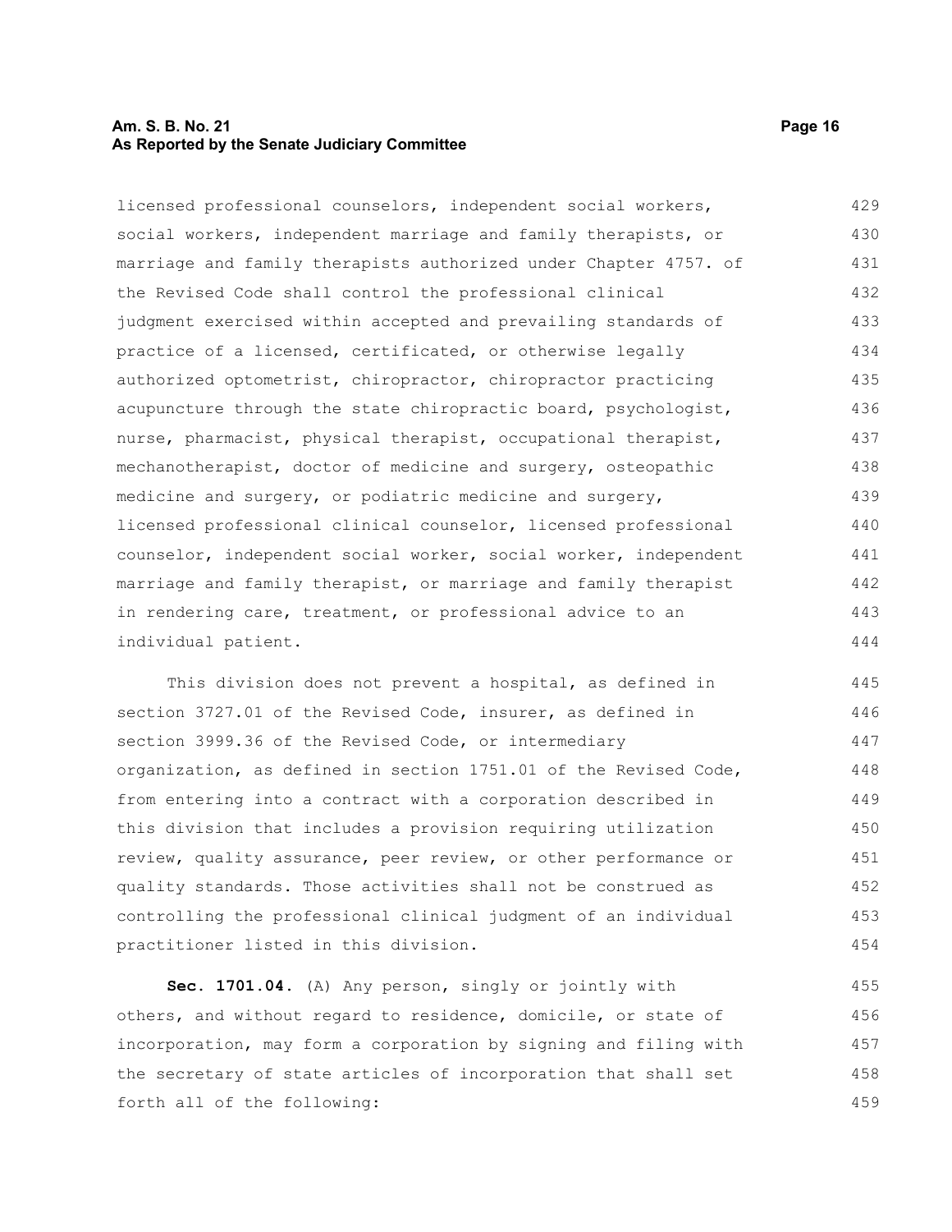licensed professional counselors, independent social workers, social workers, independent marriage and family therapists, or marriage and family therapists authorized under Chapter 4757. of the Revised Code shall control the professional clinical judgment exercised within accepted and prevailing standards of practice of a licensed, certificated, or otherwise legally authorized optometrist, chiropractor, chiropractor practicing acupuncture through the state chiropractic board, psychologist, nurse, pharmacist, physical therapist, occupational therapist, mechanotherapist, doctor of medicine and surgery, osteopathic medicine and surgery, or podiatric medicine and surgery, licensed professional clinical counselor, licensed professional counselor, independent social worker, social worker, independent marriage and family therapist, or marriage and family therapist in rendering care, treatment, or professional advice to an individual patient.

This division does not prevent a hospital, as defined in section 3727.01 of the Revised Code, insurer, as defined in section 3999.36 of the Revised Code, or intermediary organization, as defined in section 1751.01 of the Revised Code, from entering into a contract with a corporation described in this division that includes a provision requiring utilization review, quality assurance, peer review, or other performance or quality standards. Those activities shall not be construed as controlling the professional clinical judgment of an individual practitioner listed in this division.

**Sec. 1701.04.** (A) Any person, singly or jointly with others, and without regard to residence, domicile, or state of incorporation, may form a corporation by signing and filing with the secretary of state articles of incorporation that shall set forth all of the following: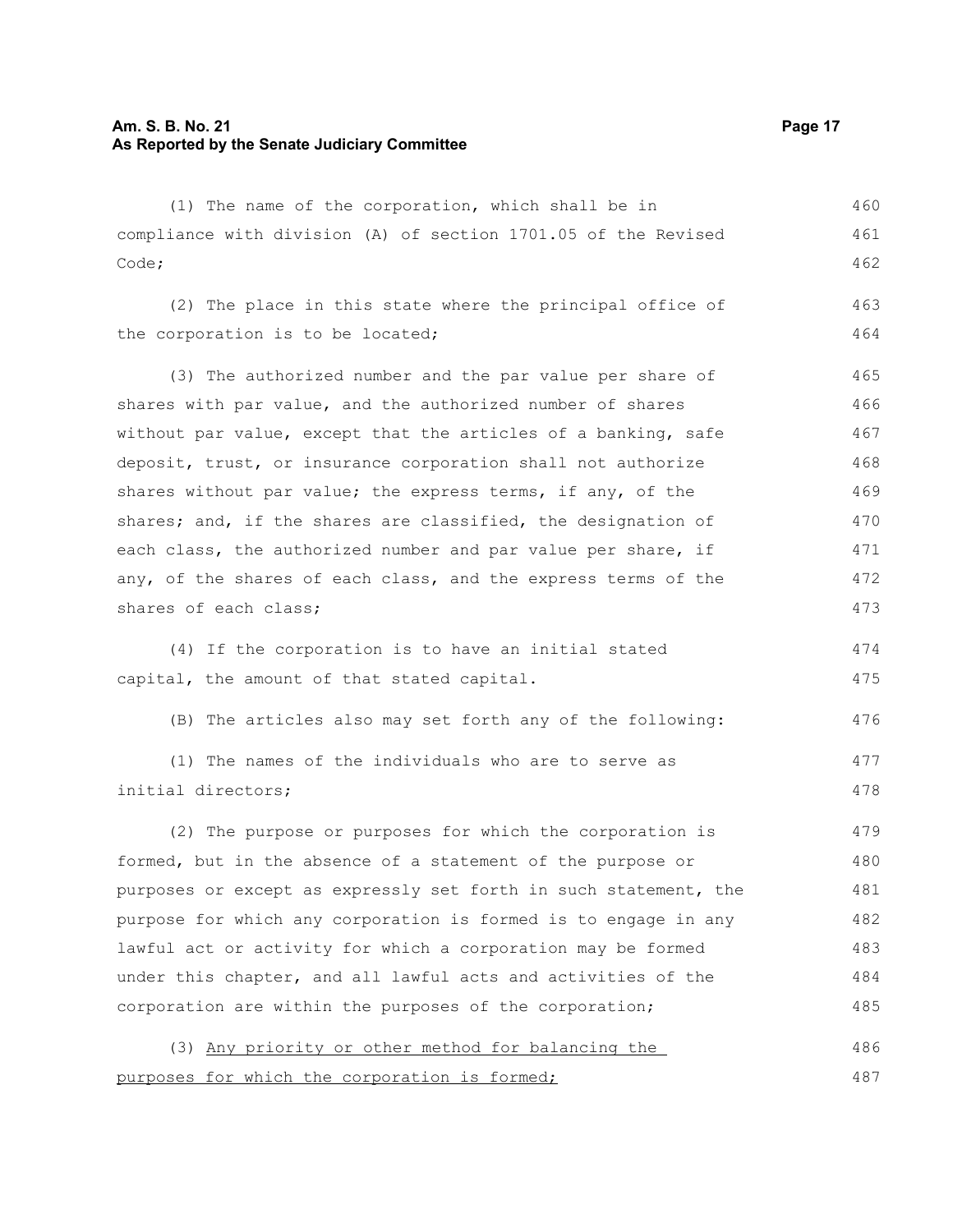(1) The name of the corporation, which shall be in compliance with division (A) of section 1701.05 of the Revised Code;

(2) The place in this state where the principal office of the corporation is to be located;

(3) The authorized number and the par value per share of shares with par value, and the authorized number of shares without par value, except that the articles of a banking, safe deposit, trust, or insurance corporation shall not authorize shares without par value; the express terms, if any, of the shares; and, if the shares are classified, the designation of each class, the authorized number and par value per share, if any, of the shares of each class, and the express terms of the shares of each class;

(4) If the corporation is to have an initial stated capital, the amount of that stated capital.

(B) The articles also may set forth any of the following:

(1) The names of the individuals who are to serve as initial directors;

(2) The purpose or purposes for which the corporation is formed, but in the absence of a statement of the purpose or purposes or except as expressly set forth in such statement, the purpose for which any corporation is formed is to engage in any lawful act or activity for which a corporation may be formed under this chapter, and all lawful acts and activities of the corporation are within the purposes of the corporation;

(3) <u>Any priority or other method for balancing the purposes for which the corporation is formed;</u>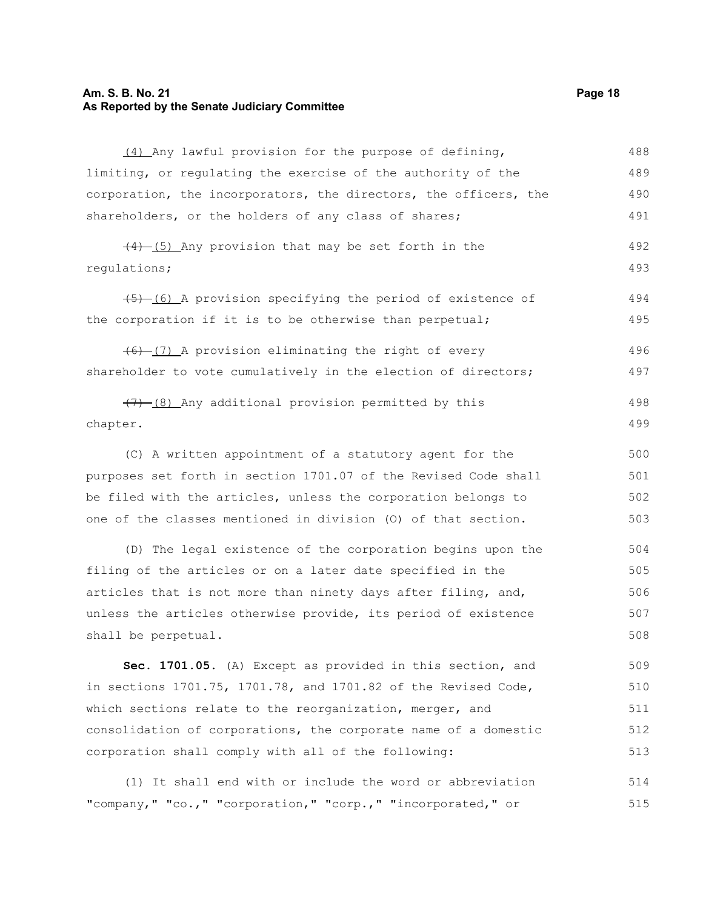(4) Any lawful provision for the purpose of defining, limiting, or regulating the exercise of the authority of the corporation, the incorporators, the directors, the officers, the shareholders, or the holders of any class of shares;

~~(4)~~ (5) Any provision that may be set forth in the regulations;

~~(5)~~ (6) A provision specifying the period of existence of the corporation if it is to be otherwise than perpetual;

~~(6)~~ (7) A provision eliminating the right of every shareholder to vote cumulatively in the election of directors;

~~(7)~~ (8) Any additional provision permitted by this chapter.

(C) A written appointment of a statutory agent for the purposes set forth in section 1701.07 of the Revised Code shall be filed with the articles, unless the corporation belongs to one of the classes mentioned in division (O) of that section.

(D) The legal existence of the corporation begins upon the filing of the articles or on a later date specified in the articles that is not more than ninety days after filing, and, unless the articles otherwise provide, its period of existence shall be perpetual.

**Sec. 1701.05.** (A) Except as provided in this section, and in sections 1701.75, 1701.78, and 1701.82 of the Revised Code, which sections relate to the reorganization, merger, and consolidation of corporations, the corporate name of a domestic corporation shall comply with all of the following:

(1) It shall end with or include the word or abbreviation "company," "co.," "corporation," "corp.," "incorporated," or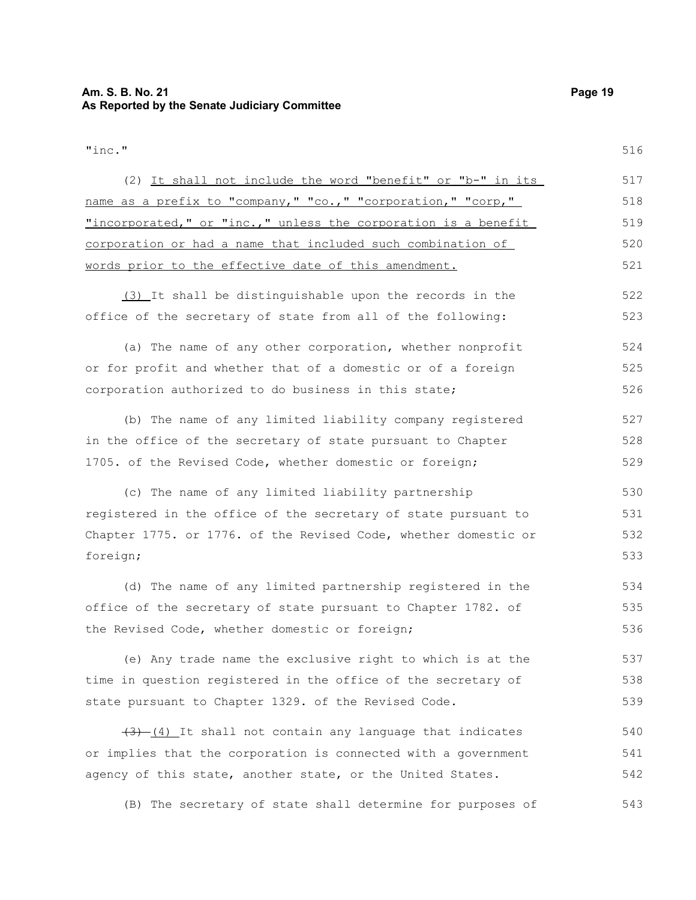"inc."

(2) It shall not include the word "benefit" or "b-" in its name as a prefix to "company," "co.," "corporation," "corp," "incorporated," or "inc.," unless the corporation is a benefit corporation or had a name that included such combination of words prior to the effective date of this amendment.

(3) It shall be distinguishable upon the records in the office of the secretary of state from all of the following:

(a) The name of any other corporation, whether nonprofit or for profit and whether that of a domestic or of a foreign corporation authorized to do business in this state;

(b) The name of any limited liability company registered in the office of the secretary of state pursuant to Chapter 1705. of the Revised Code, whether domestic or foreign;

(c) The name of any limited liability partnership registered in the office of the secretary of state pursuant to Chapter 1775. or 1776. of the Revised Code, whether domestic or foreign;

(d) The name of any limited partnership registered in the office of the secretary of state pursuant to Chapter 1782. of the Revised Code, whether domestic or foreign;

(e) Any trade name the exclusive right to which is at the time in question registered in the office of the secretary of state pursuant to Chapter 1329. of the Revised Code.

~~(3)~~ (4) It shall not contain any language that indicates or implies that the corporation is connected with a government agency of this state, another state, or the United States.

(B) The secretary of state shall determine for purposes of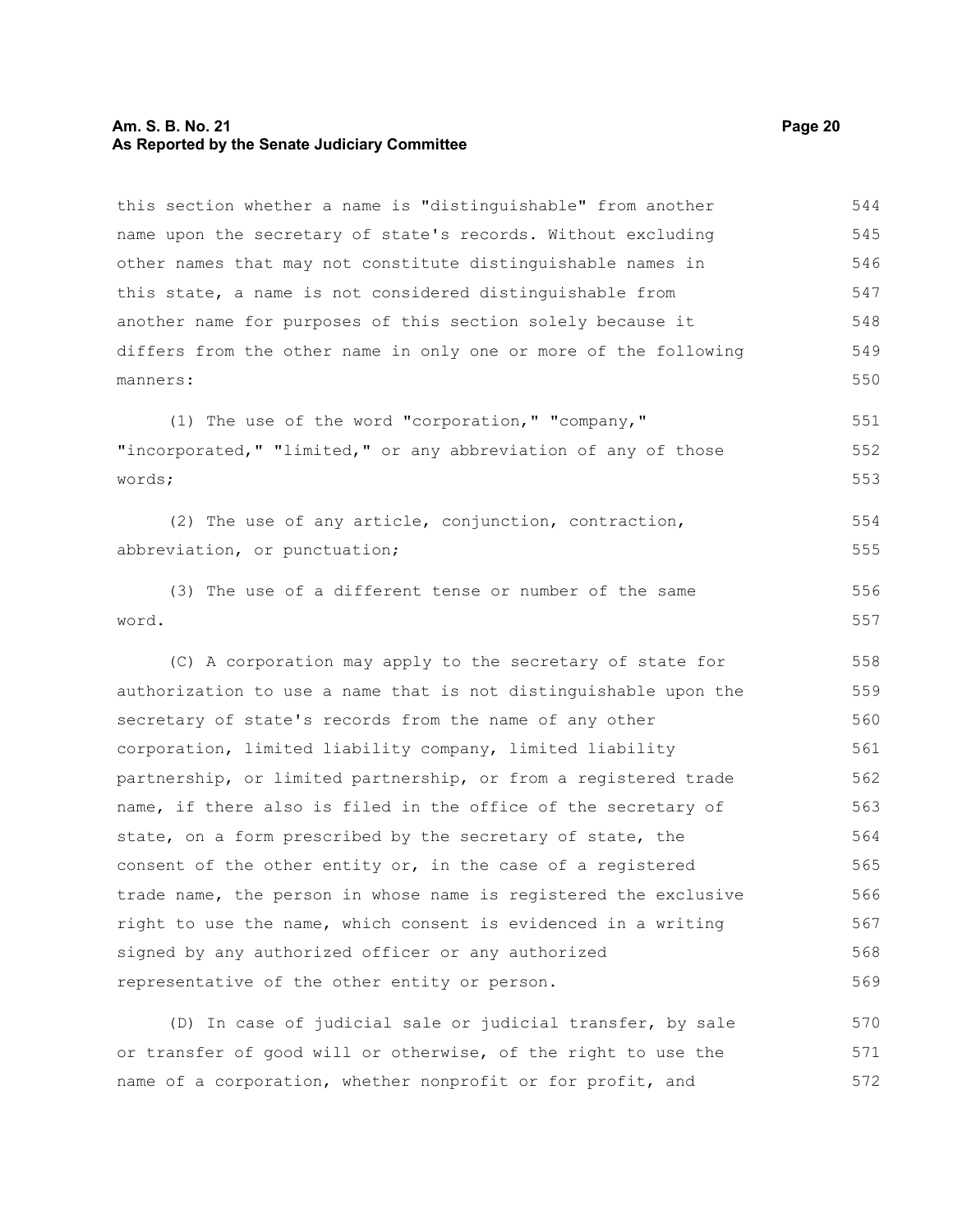this section whether a name is "distinguishable" from another name upon the secretary of state's records. Without excluding other names that may not constitute distinguishable names in this state, a name is not considered distinguishable from another name for purposes of this section solely because it differs from the other name in only one or more of the following manners:

(1) The use of the word "corporation," "company," "incorporated," "limited," or any abbreviation of any of those words;

(2) The use of any article, conjunction, contraction, abbreviation, or punctuation;

(3) The use of a different tense or number of the same word.

(C) A corporation may apply to the secretary of state for authorization to use a name that is not distinguishable upon the secretary of state's records from the name of any other corporation, limited liability company, limited liability partnership, or limited partnership, or from a registered trade name, if there also is filed in the office of the secretary of state, on a form prescribed by the secretary of state, the consent of the other entity or, in the case of a registered trade name, the person in whose name is registered the exclusive right to use the name, which consent is evidenced in a writing signed by any authorized officer or any authorized representative of the other entity or person.

(D) In case of judicial sale or judicial transfer, by sale or transfer of good will or otherwise, of the right to use the name of a corporation, whether nonprofit or for profit, and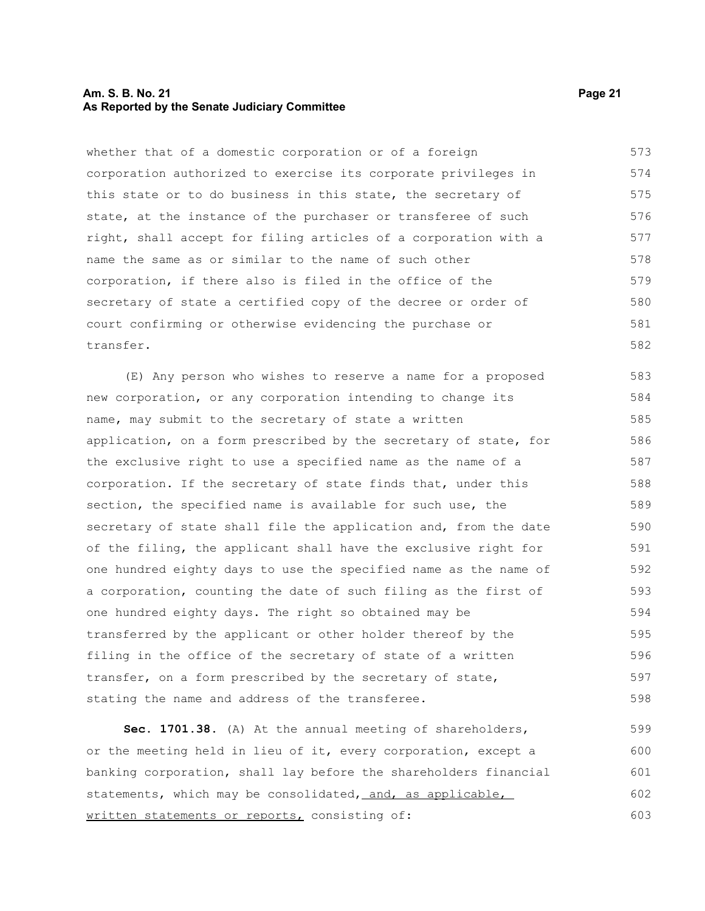whether that of a domestic corporation or of a foreign corporation authorized to exercise its corporate privileges in this state or to do business in this state, the secretary of state, at the instance of the purchaser or transferee of such right, shall accept for filing articles of a corporation with a name the same as or similar to the name of such other corporation, if there also is filed in the office of the secretary of state a certified copy of the decree or order of court confirming or otherwise evidencing the purchase or transfer.

(E) Any person who wishes to reserve a name for a proposed new corporation, or any corporation intending to change its name, may submit to the secretary of state a written application, on a form prescribed by the secretary of state, for the exclusive right to use a specified name as the name of a corporation. If the secretary of state finds that, under this section, the specified name is available for such use, the secretary of state shall file the application and, from the date of the filing, the applicant shall have the exclusive right for one hundred eighty days to use the specified name as the name of a corporation, counting the date of such filing as the first of one hundred eighty days. The right so obtained may be transferred by the applicant or other holder thereof by the filing in the office of the secretary of state of a written transfer, on a form prescribed by the secretary of state, stating the name and address of the transferee.

**Sec. 1701.38.** (A) At the annual meeting of shareholders, or the meeting held in lieu of it, every corporation, except a banking corporation, shall lay before the shareholders financial statements, which may be consolidated, <u>and, as applicable, written statements or reports,</u> consisting of: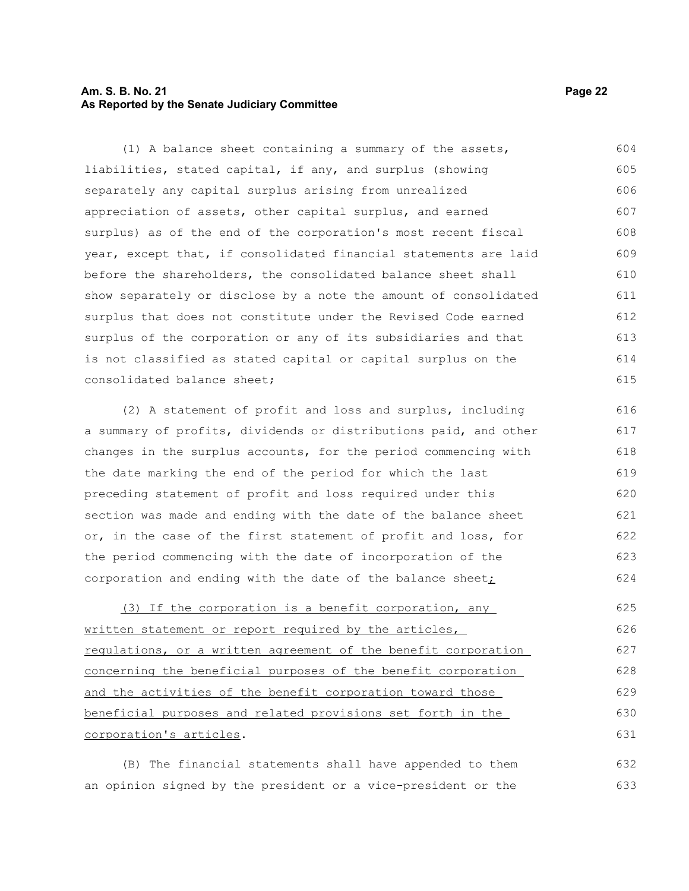(1) A balance sheet containing a summary of the assets, liabilities, stated capital, if any, and surplus (showing separately any capital surplus arising from unrealized appreciation of assets, other capital surplus, and earned surplus) as of the end of the corporation's most recent fiscal year, except that, if consolidated financial statements are laid before the shareholders, the consolidated balance sheet shall show separately or disclose by a note the amount of consolidated surplus that does not constitute under the Revised Code earned surplus of the corporation or any of its subsidiaries and that is not classified as stated capital or capital surplus on the consolidated balance sheet;

(2) A statement of profit and loss and surplus, including a summary of profits, dividends or distributions paid, and other changes in the surplus accounts, for the period commencing with the date marking the end of the period for which the last preceding statement of profit and loss required under this section was made and ending with the date of the balance sheet or, in the case of the first statement of profit and loss, for the period commencing with the date of incorporation of the corporation and ending with the date of the balance sheet;

(3) If the corporation is a benefit corporation, any written statement or report required by the articles, regulations, or a written agreement of the benefit corporation concerning the beneficial purposes of the benefit corporation and the activities of the benefit corporation toward those beneficial purposes and related provisions set forth in the corporation's articles.

(B) The financial statements shall have appended to them an opinion signed by the president or a vice-president or the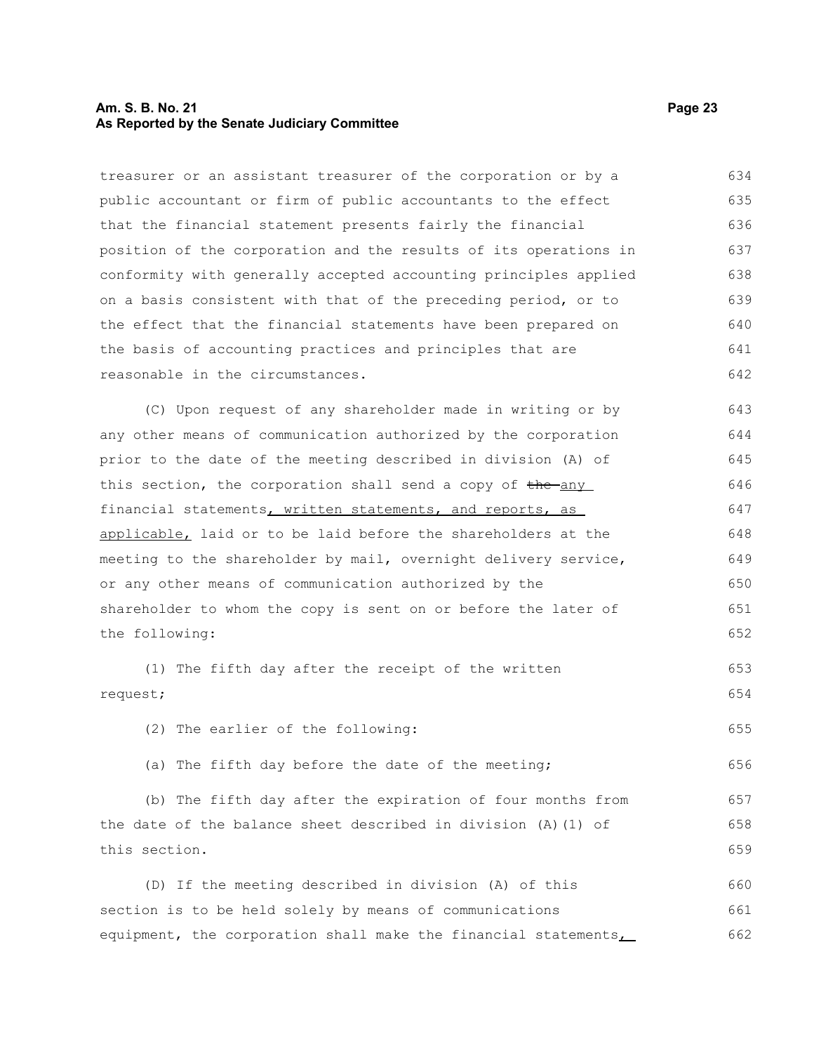treasurer or an assistant treasurer of the corporation or by a public accountant or firm of public accountants to the effect that the financial statement presents fairly the financial position of the corporation and the results of its operations in conformity with generally accepted accounting principles applied on a basis consistent with that of the preceding period, or to the effect that the financial statements have been prepared on the basis of accounting practices and principles that are reasonable in the circumstances.

(C) Upon request of any shareholder made in writing or by any other means of communication authorized by the corporation prior to the date of the meeting described in division (A) of this section, the corporation shall send a copy of ~~the~~ any financial statements, written statements, and reports, as applicable, laid or to be laid before the shareholders at the meeting to the shareholder by mail, overnight delivery service, or any other means of communication authorized by the shareholder to whom the copy is sent on or before the later of the following:

(1) The fifth day after the receipt of the written request;

(2) The earlier of the following:

(a) The fifth day before the date of the meeting;

(b) The fifth day after the expiration of four months from the date of the balance sheet described in division (A)(1) of this section.

(D) If the meeting described in division (A) of this section is to be held solely by means of communications equipment, the corporation shall make the financial statements,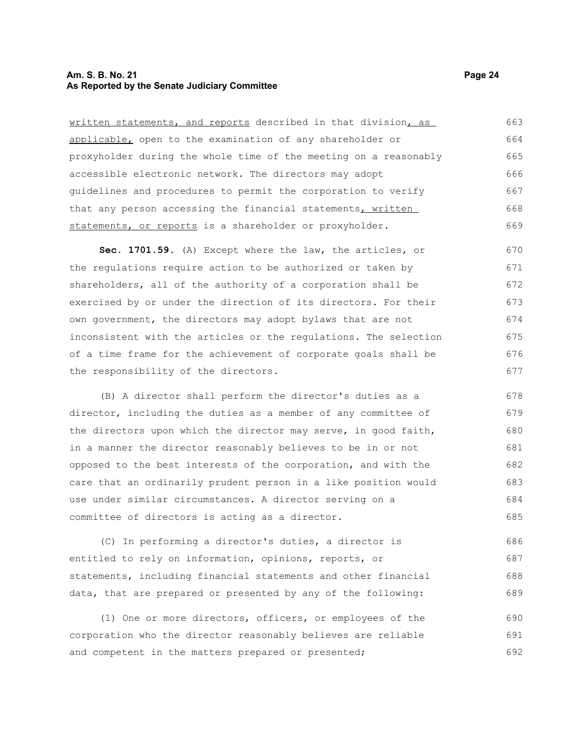written statements, and reports described in that division, as applicable, open to the examination of any shareholder or proxyholder during the whole time of the meeting on a reasonably accessible electronic network. The directors may adopt guidelines and procedures to permit the corporation to verify that any person accessing the financial statements, written statements, or reports is a shareholder or proxyholder.

**Sec. 1701.59.** (A) Except where the law, the articles, or the regulations require action to be authorized or taken by shareholders, all of the authority of a corporation shall be exercised by or under the direction of its directors. For their own government, the directors may adopt bylaws that are not inconsistent with the articles or the regulations. The selection of a time frame for the achievement of corporate goals shall be the responsibility of the directors.

(B) A director shall perform the director's duties as a director, including the duties as a member of any committee of the directors upon which the director may serve, in good faith, in a manner the director reasonably believes to be in or not opposed to the best interests of the corporation, and with the care that an ordinarily prudent person in a like position would use under similar circumstances. A director serving on a committee of directors is acting as a director.

(C) In performing a director's duties, a director is entitled to rely on information, opinions, reports, or statements, including financial statements and other financial data, that are prepared or presented by any of the following:

(1) One or more directors, officers, or employees of the corporation who the director reasonably believes are reliable and competent in the matters prepared or presented;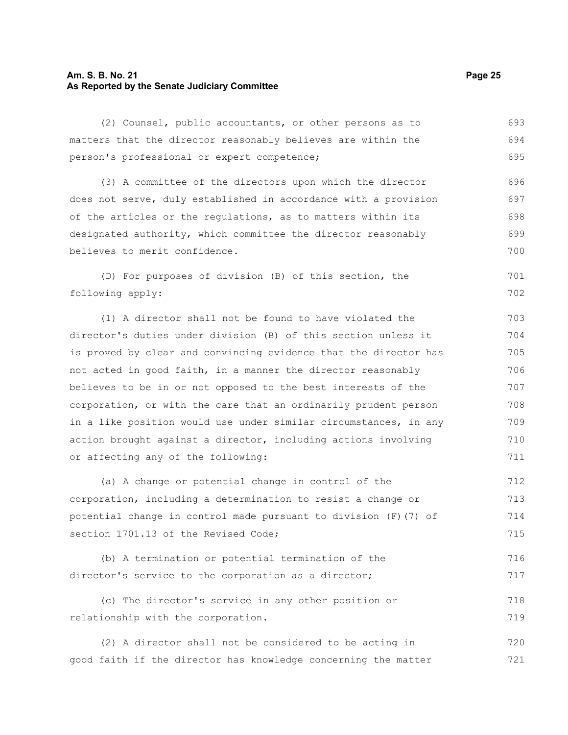(2) Counsel, public accountants, or other persons as to matters that the director reasonably believes are within the person's professional or expert competence;

(3) A committee of the directors upon which the director does not serve, duly established in accordance with a provision of the articles or the regulations, as to matters within its designated authority, which committee the director reasonably believes to merit confidence.

(D) For purposes of division (B) of this section, the following apply:

(1) A director shall not be found to have violated the director's duties under division (B) of this section unless it is proved by clear and convincing evidence that the director has not acted in good faith, in a manner the director reasonably believes to be in or not opposed to the best interests of the corporation, or with the care that an ordinarily prudent person in a like position would use under similar circumstances, in any action brought against a director, including actions involving or affecting any of the following:

(a) A change or potential change in control of the corporation, including a determination to resist a change or potential change in control made pursuant to division (F)(7) of section 1701.13 of the Revised Code;

(b) A termination or potential termination of the director's service to the corporation as a director;

(c) The director's service in any other position or relationship with the corporation.

(2) A director shall not be considered to be acting in good faith if the director has knowledge concerning the matter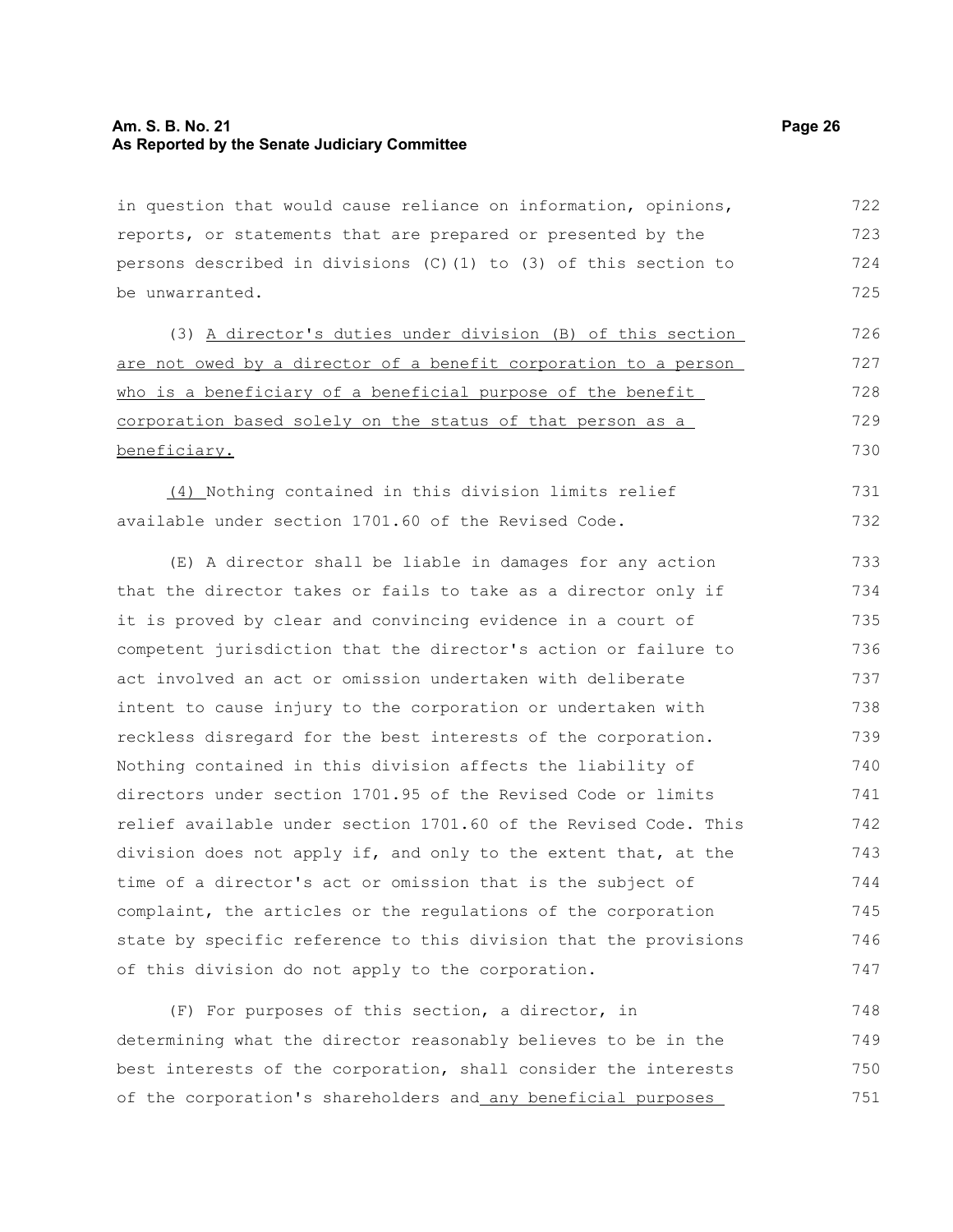in question that would cause reliance on information, opinions, reports, or statements that are prepared or presented by the persons described in divisions (C)(1) to (3) of this section to be unwarranted.

(3) A director's duties under division (B) of this section are not owed by a director of a benefit corporation to a person who is a beneficiary of a beneficial purpose of the benefit corporation based solely on the status of that person as a beneficiary.

(4) Nothing contained in this division limits relief available under section 1701.60 of the Revised Code.

(E) A director shall be liable in damages for any action that the director takes or fails to take as a director only if it is proved by clear and convincing evidence in a court of competent jurisdiction that the director's action or failure to act involved an act or omission undertaken with deliberate intent to cause injury to the corporation or undertaken with reckless disregard for the best interests of the corporation. Nothing contained in this division affects the liability of directors under section 1701.95 of the Revised Code or limits relief available under section 1701.60 of the Revised Code. This division does not apply if, and only to the extent that, at the time of a director's act or omission that is the subject of complaint, the articles or the regulations of the corporation state by specific reference to this division that the provisions of this division do not apply to the corporation.

(F) For purposes of this section, a director, in determining what the director reasonably believes to be in the best interests of the corporation, shall consider the interests of the corporation's shareholders and any beneficial purposes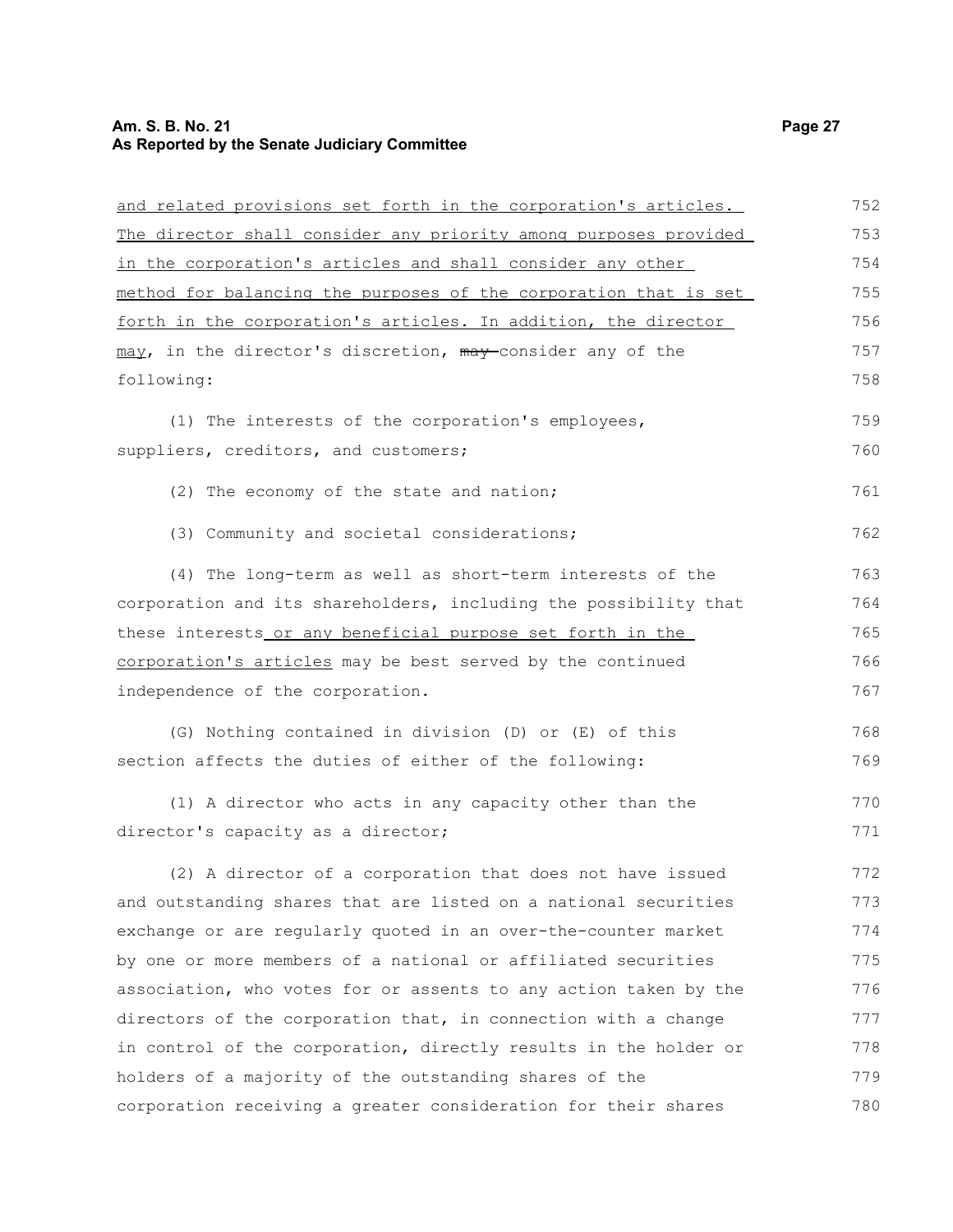and related provisions set forth in the corporation's articles. The director shall consider any priority among purposes provided in the corporation's articles and shall consider any other method for balancing the purposes of the corporation that is set forth in the corporation's articles. In addition, the director may, in the director's discretion, ~~may~~ consider any of the following:

(1) The interests of the corporation's employees, suppliers, creditors, and customers;

(2) The economy of the state and nation;

(3) Community and societal considerations;

(4) The long-term as well as short-term interests of the corporation and its shareholders, including the possibility that these interests or any beneficial purpose set forth in the corporation's articles may be best served by the continued independence of the corporation.

(G) Nothing contained in division (D) or (E) of this section affects the duties of either of the following:

(1) A director who acts in any capacity other than the director's capacity as a director;

(2) A director of a corporation that does not have issued and outstanding shares that are listed on a national securities exchange or are regularly quoted in an over-the-counter market by one or more members of a national or affiliated securities association, who votes for or assents to any action taken by the directors of the corporation that, in connection with a change in control of the corporation, directly results in the holder or holders of a majority of the outstanding shares of the corporation receiving a greater consideration for their shares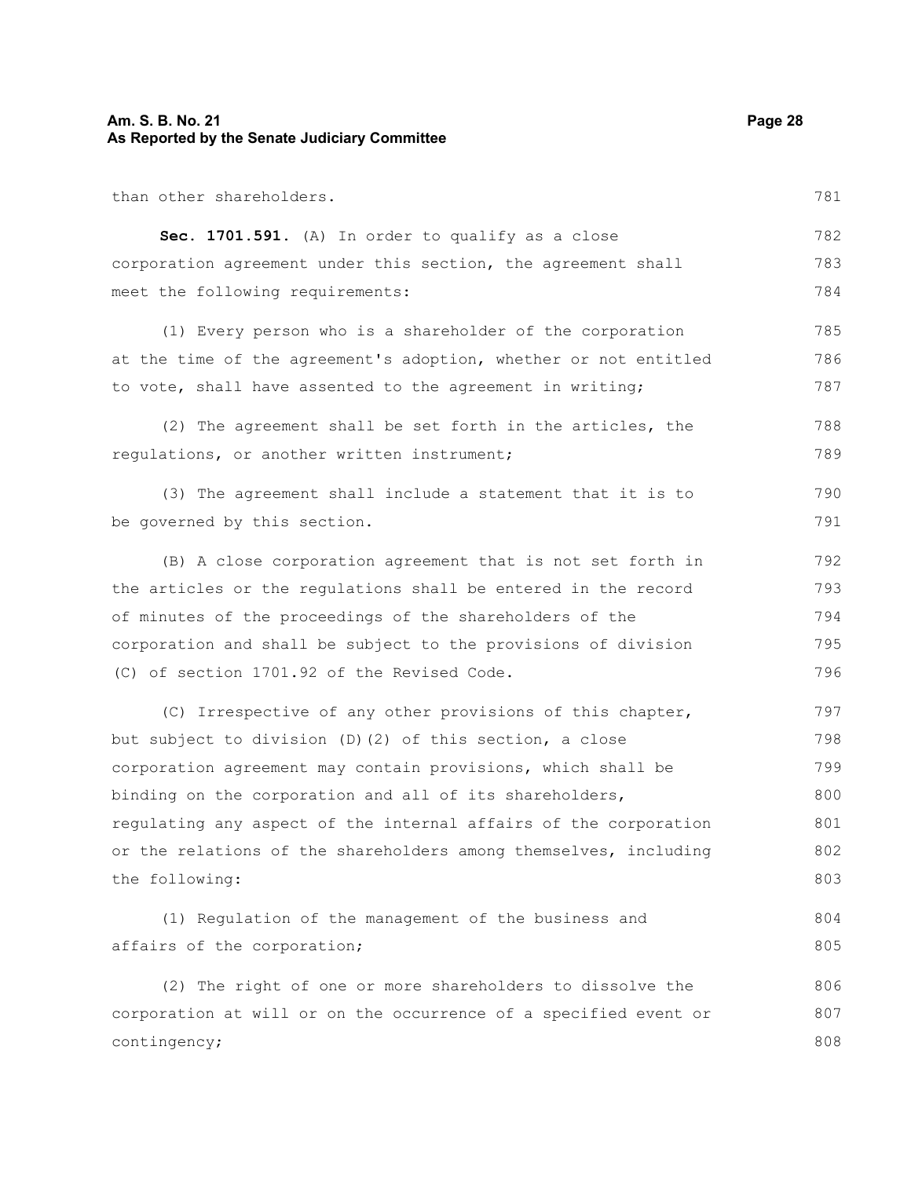than other shareholders.

**Sec. 1701.591.** (A) In order to qualify as a close corporation agreement under this section, the agreement shall meet the following requirements:

(1) Every person who is a shareholder of the corporation at the time of the agreement's adoption, whether or not entitled to vote, shall have assented to the agreement in writing;

(2) The agreement shall be set forth in the articles, the regulations, or another written instrument;

(3) The agreement shall include a statement that it is to be governed by this section.

(B) A close corporation agreement that is not set forth in the articles or the regulations shall be entered in the record of minutes of the proceedings of the shareholders of the corporation and shall be subject to the provisions of division (C) of section 1701.92 of the Revised Code.

(C) Irrespective of any other provisions of this chapter, but subject to division (D)(2) of this section, a close corporation agreement may contain provisions, which shall be binding on the corporation and all of its shareholders, regulating any aspect of the internal affairs of the corporation or the relations of the shareholders among themselves, including the following:

(1) Regulation of the management of the business and affairs of the corporation;

(2) The right of one or more shareholders to dissolve the corporation at will or on the occurrence of a specified event or contingency;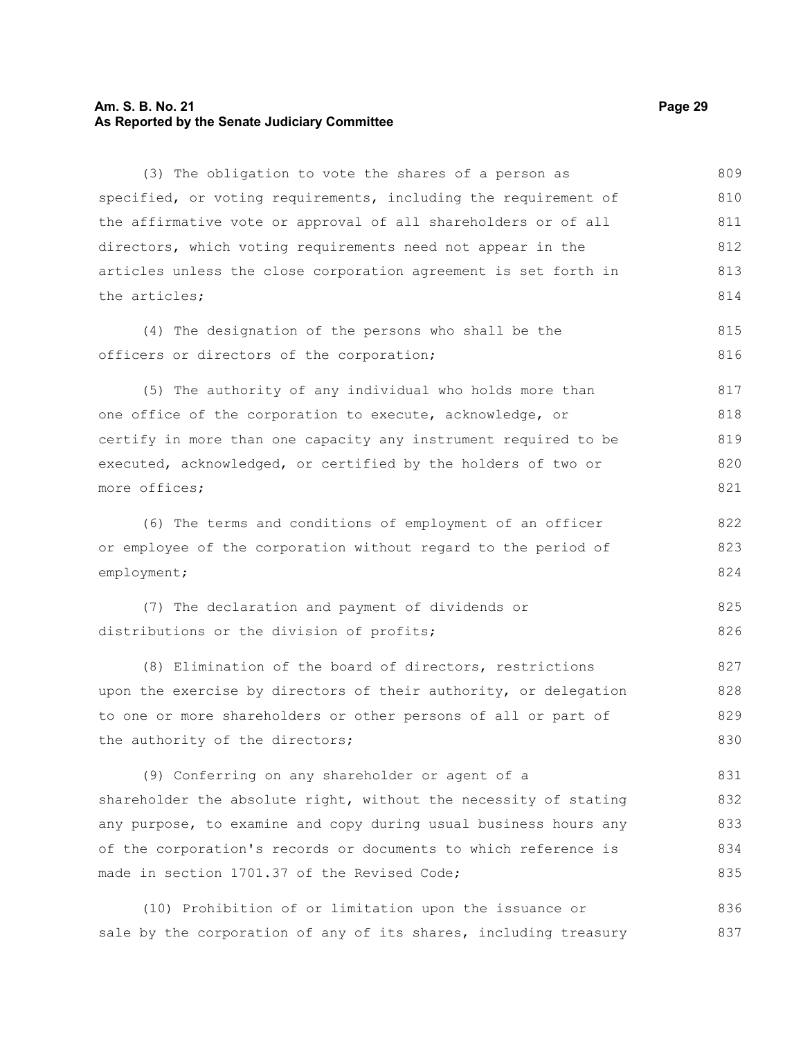(3) The obligation to vote the shares of a person as specified, or voting requirements, including the requirement of the affirmative vote or approval of all shareholders or of all directors, which voting requirements need not appear in the articles unless the close corporation agreement is set forth in the articles;

(4) The designation of the persons who shall be the officers or directors of the corporation;

(5) The authority of any individual who holds more than one office of the corporation to execute, acknowledge, or certify in more than one capacity any instrument required to be executed, acknowledged, or certified by the holders of two or more offices;

(6) The terms and conditions of employment of an officer or employee of the corporation without regard to the period of employment;

(7) The declaration and payment of dividends or distributions or the division of profits;

(8) Elimination of the board of directors, restrictions upon the exercise by directors of their authority, or delegation to one or more shareholders or other persons of all or part of the authority of the directors;

(9) Conferring on any shareholder or agent of a shareholder the absolute right, without the necessity of stating any purpose, to examine and copy during usual business hours any of the corporation's records or documents to which reference is made in section 1701.37 of the Revised Code;

(10) Prohibition of or limitation upon the issuance or sale by the corporation of any of its shares, including treasury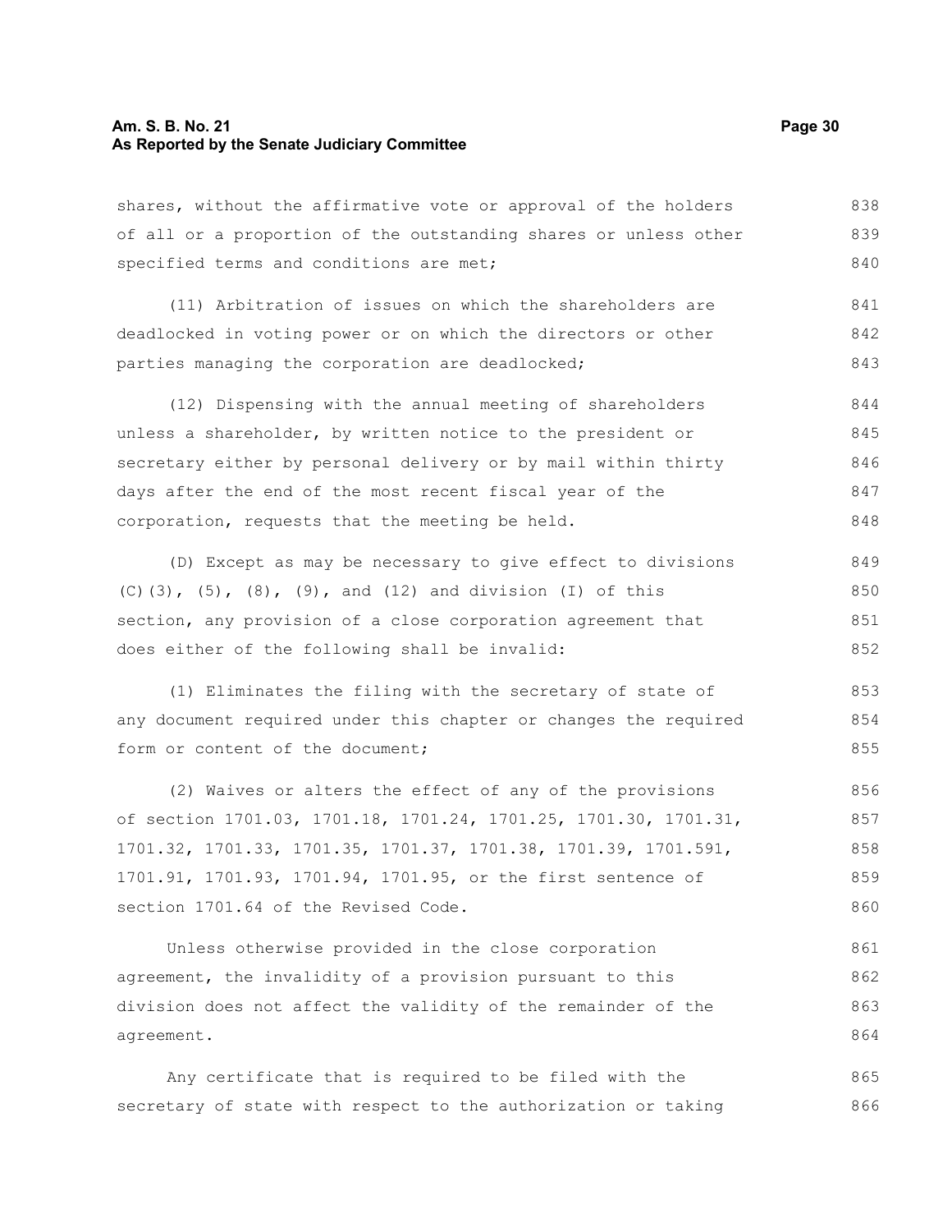shares, without the affirmative vote or approval of the holders of all or a proportion of the outstanding shares or unless other specified terms and conditions are met;

(11) Arbitration of issues on which the shareholders are deadlocked in voting power or on which the directors or other parties managing the corporation are deadlocked;

(12) Dispensing with the annual meeting of shareholders unless a shareholder, by written notice to the president or secretary either by personal delivery or by mail within thirty days after the end of the most recent fiscal year of the corporation, requests that the meeting be held.

(D) Except as may be necessary to give effect to divisions (C)(3), (5), (8), (9), and (12) and division (I) of this section, any provision of a close corporation agreement that does either of the following shall be invalid:

(1) Eliminates the filing with the secretary of state of any document required under this chapter or changes the required form or content of the document;

(2) Waives or alters the effect of any of the provisions of section 1701.03, 1701.18, 1701.24, 1701.25, 1701.30, 1701.31, 1701.32, 1701.33, 1701.35, 1701.37, 1701.38, 1701.39, 1701.591, 1701.91, 1701.93, 1701.94, 1701.95, or the first sentence of section 1701.64 of the Revised Code.

Unless otherwise provided in the close corporation agreement, the invalidity of a provision pursuant to this division does not affect the validity of the remainder of the agreement.

Any certificate that is required to be filed with the secretary of state with respect to the authorization or taking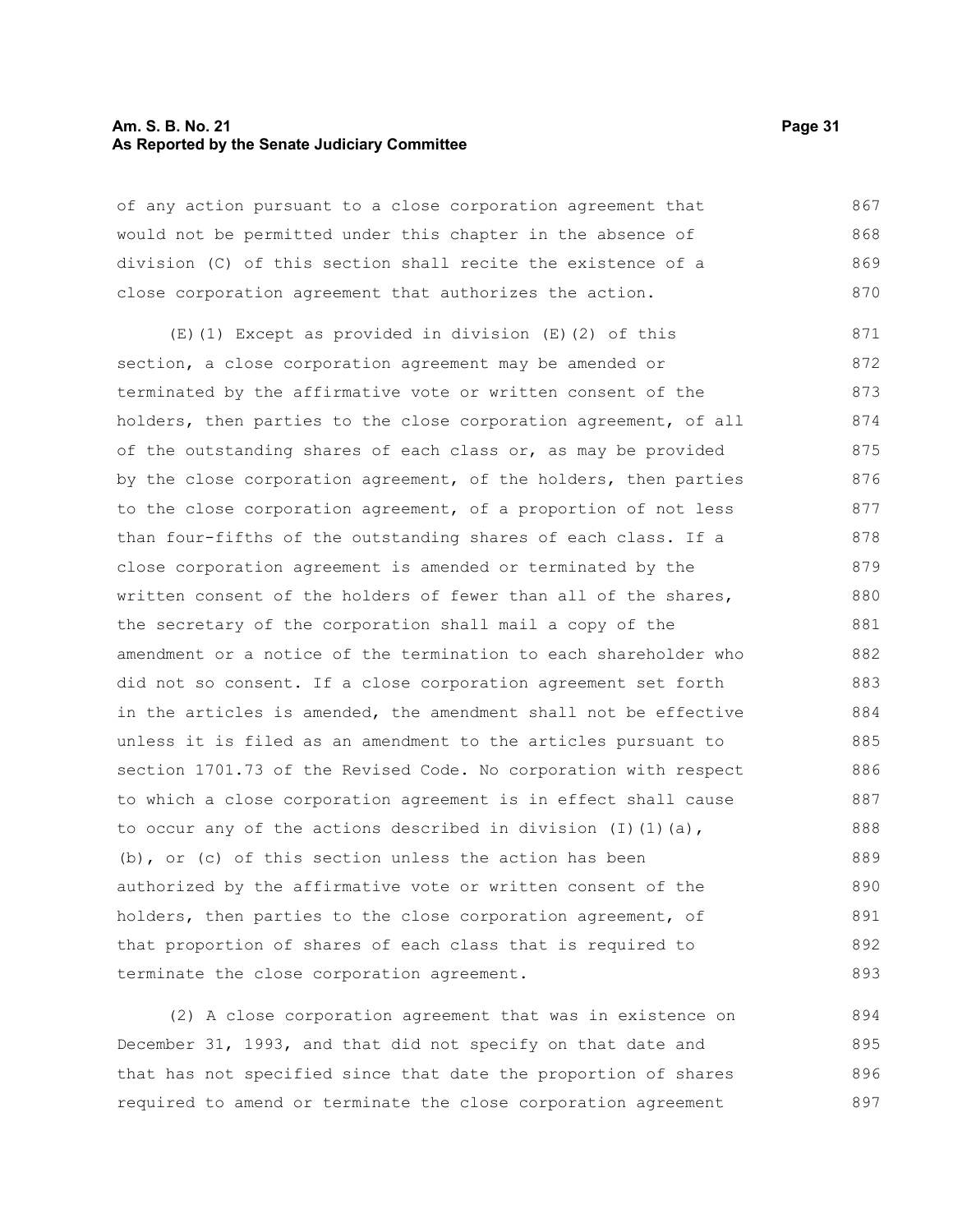of any action pursuant to a close corporation agreement that would not be permitted under this chapter in the absence of division (C) of this section shall recite the existence of a close corporation agreement that authorizes the action.

(E)(1) Except as provided in division (E)(2) of this section, a close corporation agreement may be amended or terminated by the affirmative vote or written consent of the holders, then parties to the close corporation agreement, of all of the outstanding shares of each class or, as may be provided by the close corporation agreement, of the holders, then parties to the close corporation agreement, of a proportion of not less than four-fifths of the outstanding shares of each class. If a close corporation agreement is amended or terminated by the written consent of the holders of fewer than all of the shares, the secretary of the corporation shall mail a copy of the amendment or a notice of the termination to each shareholder who did not so consent. If a close corporation agreement set forth in the articles is amended, the amendment shall not be effective unless it is filed as an amendment to the articles pursuant to section 1701.73 of the Revised Code. No corporation with respect to which a close corporation agreement is in effect shall cause to occur any of the actions described in division (I)(1)(a), (b), or (c) of this section unless the action has been authorized by the affirmative vote or written consent of the holders, then parties to the close corporation agreement, of that proportion of shares of each class that is required to terminate the close corporation agreement.

(2) A close corporation agreement that was in existence on December 31, 1993, and that did not specify on that date and that has not specified since that date the proportion of shares required to amend or terminate the close corporation agreement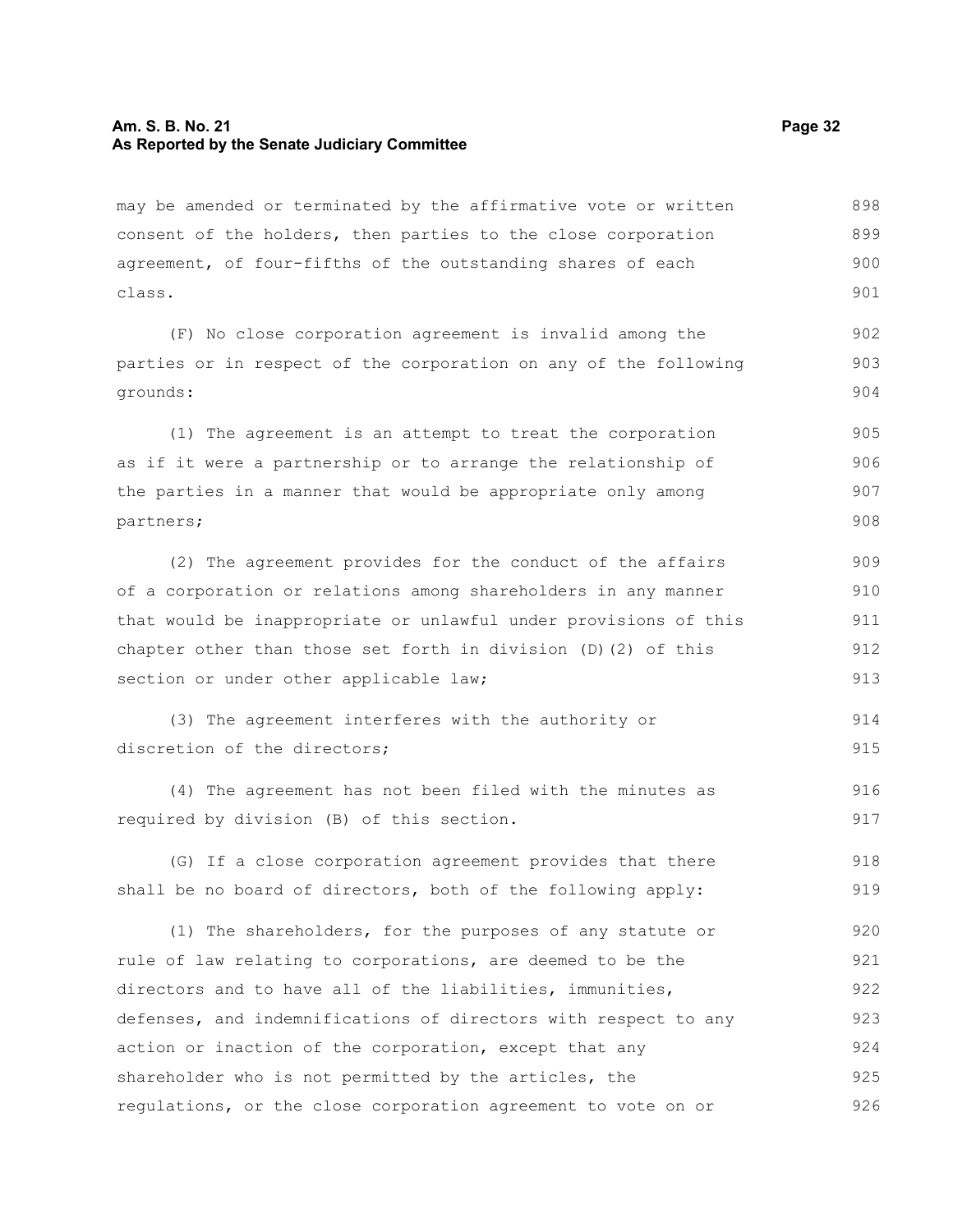may be amended or terminated by the affirmative vote or written consent of the holders, then parties to the close corporation agreement, of four-fifths of the outstanding shares of each class.

(F) No close corporation agreement is invalid among the parties or in respect of the corporation on any of the following grounds:

(1) The agreement is an attempt to treat the corporation as if it were a partnership or to arrange the relationship of the parties in a manner that would be appropriate only among partners;

(2) The agreement provides for the conduct of the affairs of a corporation or relations among shareholders in any manner that would be inappropriate or unlawful under provisions of this chapter other than those set forth in division (D)(2) of this section or under other applicable law;

(3) The agreement interferes with the authority or discretion of the directors;

(4) The agreement has not been filed with the minutes as required by division (B) of this section.

(G) If a close corporation agreement provides that there shall be no board of directors, both of the following apply:

(1) The shareholders, for the purposes of any statute or rule of law relating to corporations, are deemed to be the directors and to have all of the liabilities, immunities, defenses, and indemnifications of directors with respect to any action or inaction of the corporation, except that any shareholder who is not permitted by the articles, the regulations, or the close corporation agreement to vote on or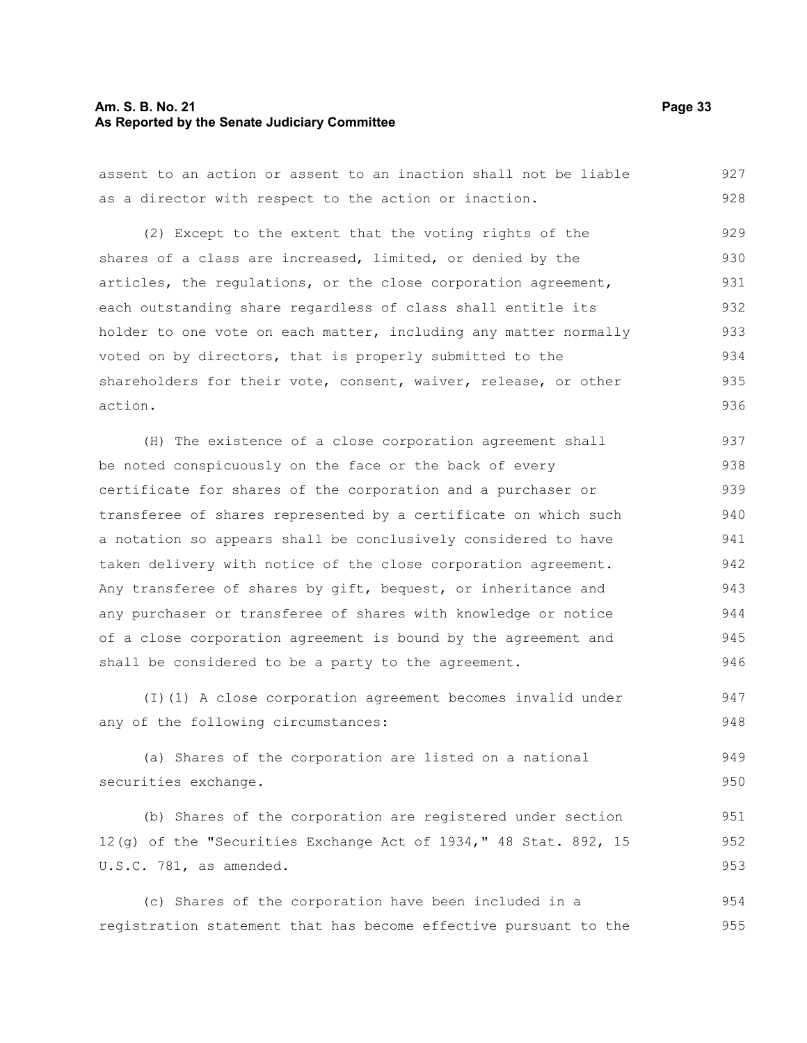assent to an action or assent to an inaction shall not be liable as a director with respect to the action or inaction.

(2) Except to the extent that the voting rights of the shares of a class are increased, limited, or denied by the articles, the regulations, or the close corporation agreement, each outstanding share regardless of class shall entitle its holder to one vote on each matter, including any matter normally voted on by directors, that is properly submitted to the shareholders for their vote, consent, waiver, release, or other action.

(H) The existence of a close corporation agreement shall be noted conspicuously on the face or the back of every certificate for shares of the corporation and a purchaser or transferee of shares represented by a certificate on which such a notation so appears shall be conclusively considered to have taken delivery with notice of the close corporation agreement. Any transferee of shares by gift, bequest, or inheritance and any purchaser or transferee of shares with knowledge or notice of a close corporation agreement is bound by the agreement and shall be considered to be a party to the agreement.

(I)(1) A close corporation agreement becomes invalid under any of the following circumstances:

(a) Shares of the corporation are listed on a national securities exchange.

(b) Shares of the corporation are registered under section 12(g) of the "Securities Exchange Act of 1934," 48 Stat. 892, 15 U.S.C. 781, as amended.

(c) Shares of the corporation have been included in a registration statement that has become effective pursuant to the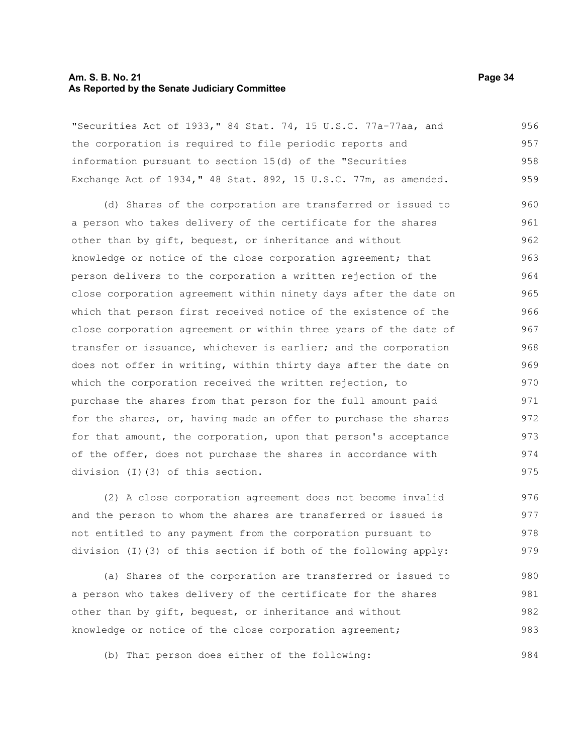"Securities Act of 1933," 84 Stat. 74, 15 U.S.C. 77a-77aa, and the corporation is required to file periodic reports and information pursuant to section 15(d) of the "Securities Exchange Act of 1934," 48 Stat. 892, 15 U.S.C. 77m, as amended.

(d) Shares of the corporation are transferred or issued to a person who takes delivery of the certificate for the shares other than by gift, bequest, or inheritance and without knowledge or notice of the close corporation agreement; that person delivers to the corporation a written rejection of the close corporation agreement within ninety days after the date on which that person first received notice of the existence of the close corporation agreement or within three years of the date of transfer or issuance, whichever is earlier; and the corporation does not offer in writing, within thirty days after the date on which the corporation received the written rejection, to purchase the shares from that person for the full amount paid for the shares, or, having made an offer to purchase the shares for that amount, the corporation, upon that person's acceptance of the offer, does not purchase the shares in accordance with division (I)(3) of this section.

(2) A close corporation agreement does not become invalid and the person to whom the shares are transferred or issued is not entitled to any payment from the corporation pursuant to division (I)(3) of this section if both of the following apply:

(a) Shares of the corporation are transferred or issued to a person who takes delivery of the certificate for the shares other than by gift, bequest, or inheritance and without knowledge or notice of the close corporation agreement;

(b) That person does either of the following: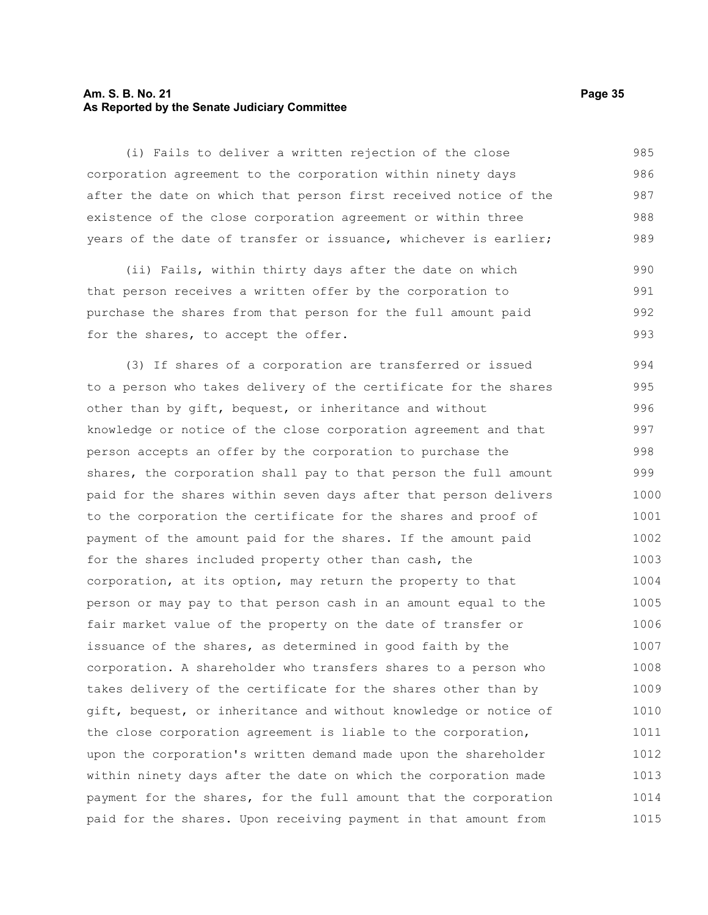(i) Fails to deliver a written rejection of the close corporation agreement to the corporation within ninety days after the date on which that person first received notice of the existence of the close corporation agreement or within three years of the date of transfer or issuance, whichever is earlier;

(ii) Fails, within thirty days after the date on which that person receives a written offer by the corporation to purchase the shares from that person for the full amount paid for the shares, to accept the offer.

(3) If shares of a corporation are transferred or issued to a person who takes delivery of the certificate for the shares other than by gift, bequest, or inheritance and without knowledge or notice of the close corporation agreement and that person accepts an offer by the corporation to purchase the shares, the corporation shall pay to that person the full amount paid for the shares within seven days after that person delivers to the corporation the certificate for the shares and proof of payment of the amount paid for the shares. If the amount paid for the shares included property other than cash, the corporation, at its option, may return the property to that person or may pay to that person cash in an amount equal to the fair market value of the property on the date of transfer or issuance of the shares, as determined in good faith by the corporation. A shareholder who transfers shares to a person who takes delivery of the certificate for the shares other than by gift, bequest, or inheritance and without knowledge or notice of the close corporation agreement is liable to the corporation, upon the corporation's written demand made upon the shareholder within ninety days after the date on which the corporation made payment for the shares, for the full amount that the corporation paid for the shares. Upon receiving payment in that amount from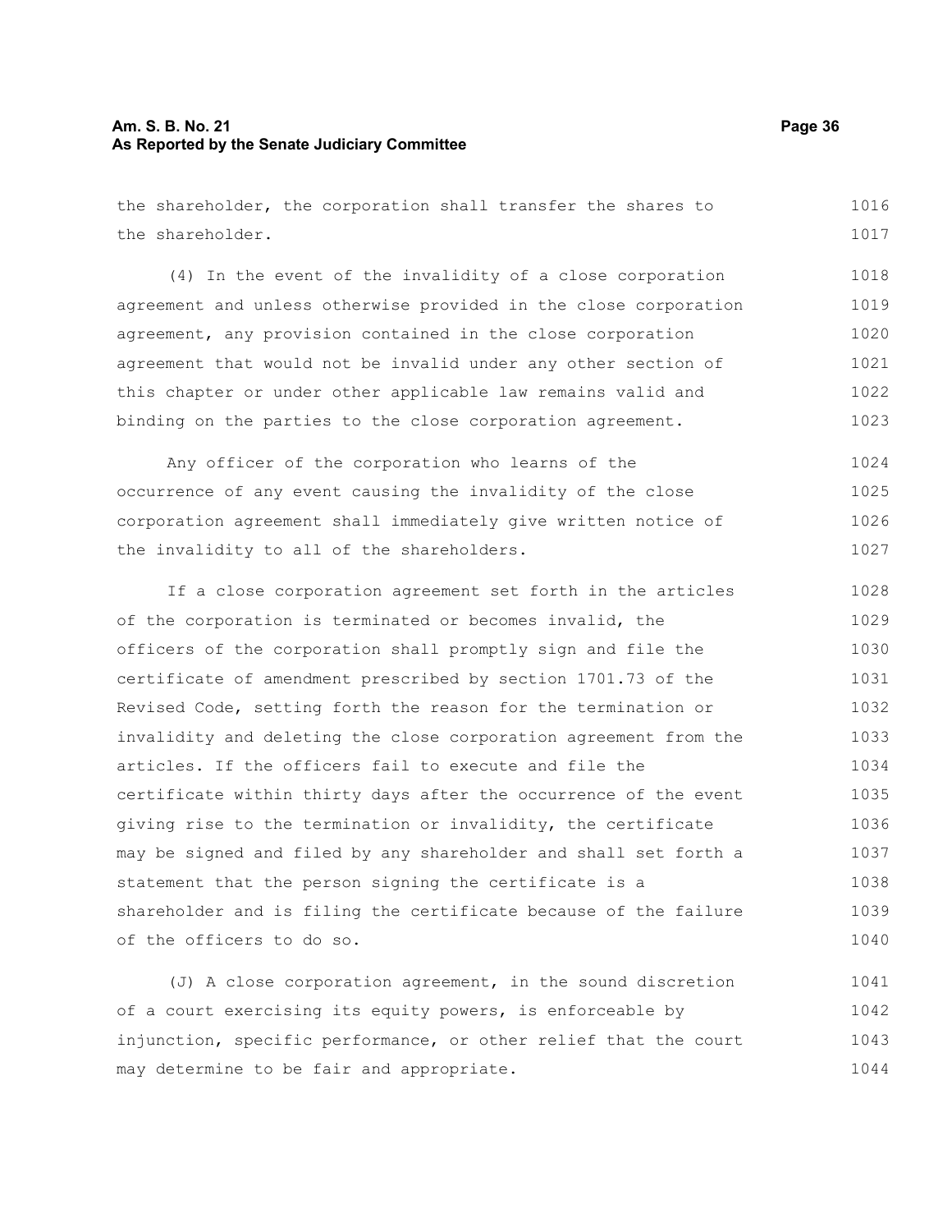the shareholder, the corporation shall transfer the shares to the shareholder.

(4) In the event of the invalidity of a close corporation agreement and unless otherwise provided in the close corporation agreement, any provision contained in the close corporation agreement that would not be invalid under any other section of this chapter or under other applicable law remains valid and binding on the parties to the close corporation agreement.

Any officer of the corporation who learns of the occurrence of any event causing the invalidity of the close corporation agreement shall immediately give written notice of the invalidity to all of the shareholders.

If a close corporation agreement set forth in the articles of the corporation is terminated or becomes invalid, the officers of the corporation shall promptly sign and file the certificate of amendment prescribed by section 1701.73 of the Revised Code, setting forth the reason for the termination or invalidity and deleting the close corporation agreement from the articles. If the officers fail to execute and file the certificate within thirty days after the occurrence of the event giving rise to the termination or invalidity, the certificate may be signed and filed by any shareholder and shall set forth a statement that the person signing the certificate is a shareholder and is filing the certificate because of the failure of the officers to do so.

(J) A close corporation agreement, in the sound discretion of a court exercising its equity powers, is enforceable by injunction, specific performance, or other relief that the court may determine to be fair and appropriate.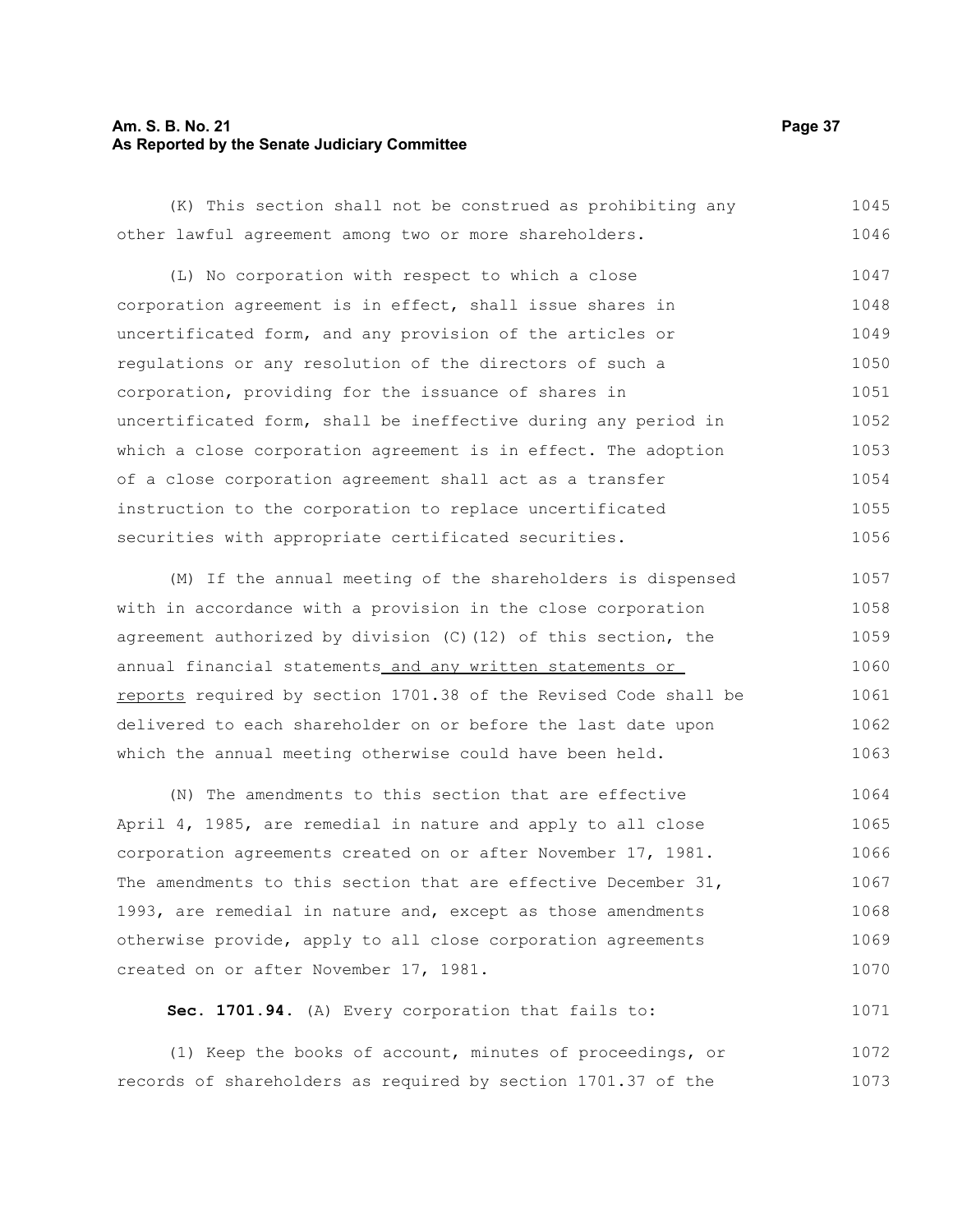(K) This section shall not be construed as prohibiting any other lawful agreement among two or more shareholders.

(L) No corporation with respect to which a close corporation agreement is in effect, shall issue shares in uncertificated form, and any provision of the articles or regulations or any resolution of the directors of such a corporation, providing for the issuance of shares in uncertificated form, shall be ineffective during any period in which a close corporation agreement is in effect. The adoption of a close corporation agreement shall act as a transfer instruction to the corporation to replace uncertificated securities with appropriate certificated securities.

(M) If the annual meeting of the shareholders is dispensed with in accordance with a provision in the close corporation agreement authorized by division (C)(12) of this section, the annual financial statements and any written statements or reports required by section 1701.38 of the Revised Code shall be delivered to each shareholder on or before the last date upon which the annual meeting otherwise could have been held.

(N) The amendments to this section that are effective April 4, 1985, are remedial in nature and apply to all close corporation agreements created on or after November 17, 1981. The amendments to this section that are effective December 31, 1993, are remedial in nature and, except as those amendments otherwise provide, apply to all close corporation agreements created on or after November 17, 1981.

**Sec. 1701.94.** (A) Every corporation that fails to:

(1) Keep the books of account, minutes of proceedings, or records of shareholders as required by section 1701.37 of the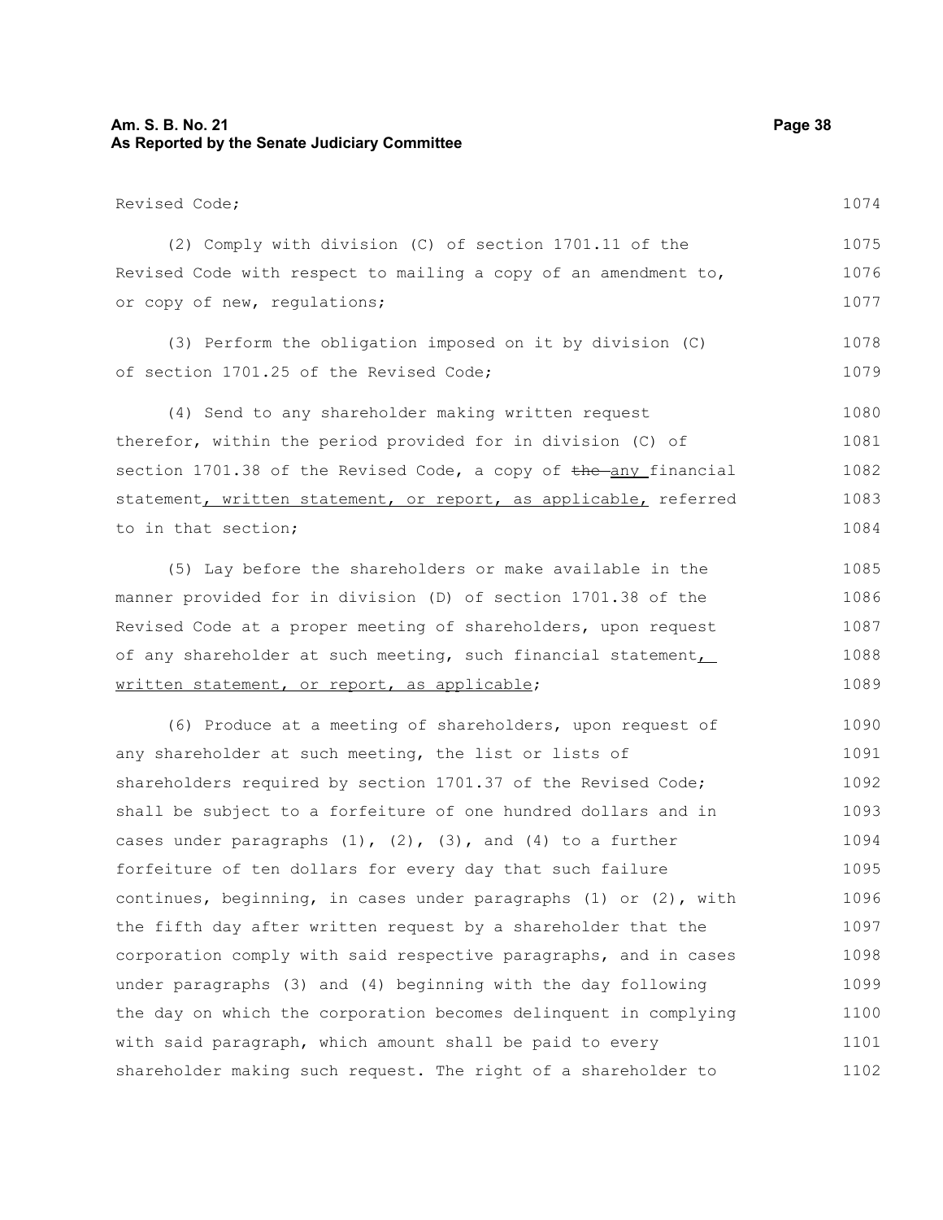Revised Code;

(2) Comply with division (C) of section 1701.11 of the Revised Code with respect to mailing a copy of an amendment to, or copy of new, regulations;

(3) Perform the obligation imposed on it by division (C) of section 1701.25 of the Revised Code;

(4) Send to any shareholder making written request therefor, within the period provided for in division (C) of section 1701.38 of the Revised Code, a copy of ~~the~~ any financial statement, written statement, or report, as applicable, referred to in that section;

(5) Lay before the shareholders or make available in the manner provided for in division (D) of section 1701.38 of the Revised Code at a proper meeting of shareholders, upon request of any shareholder at such meeting, such financial statement, written statement, or report, as applicable;

(6) Produce at a meeting of shareholders, upon request of any shareholder at such meeting, the list or lists of shareholders required by section 1701.37 of the Revised Code; shall be subject to a forfeiture of one hundred dollars and in cases under paragraphs (1), (2), (3), and (4) to a further forfeiture of ten dollars for every day that such failure continues, beginning, in cases under paragraphs (1) or (2), with the fifth day after written request by a shareholder that the corporation comply with said respective paragraphs, and in cases under paragraphs (3) and (4) beginning with the day following the day on which the corporation becomes delinquent in complying with said paragraph, which amount shall be paid to every shareholder making such request. The right of a shareholder to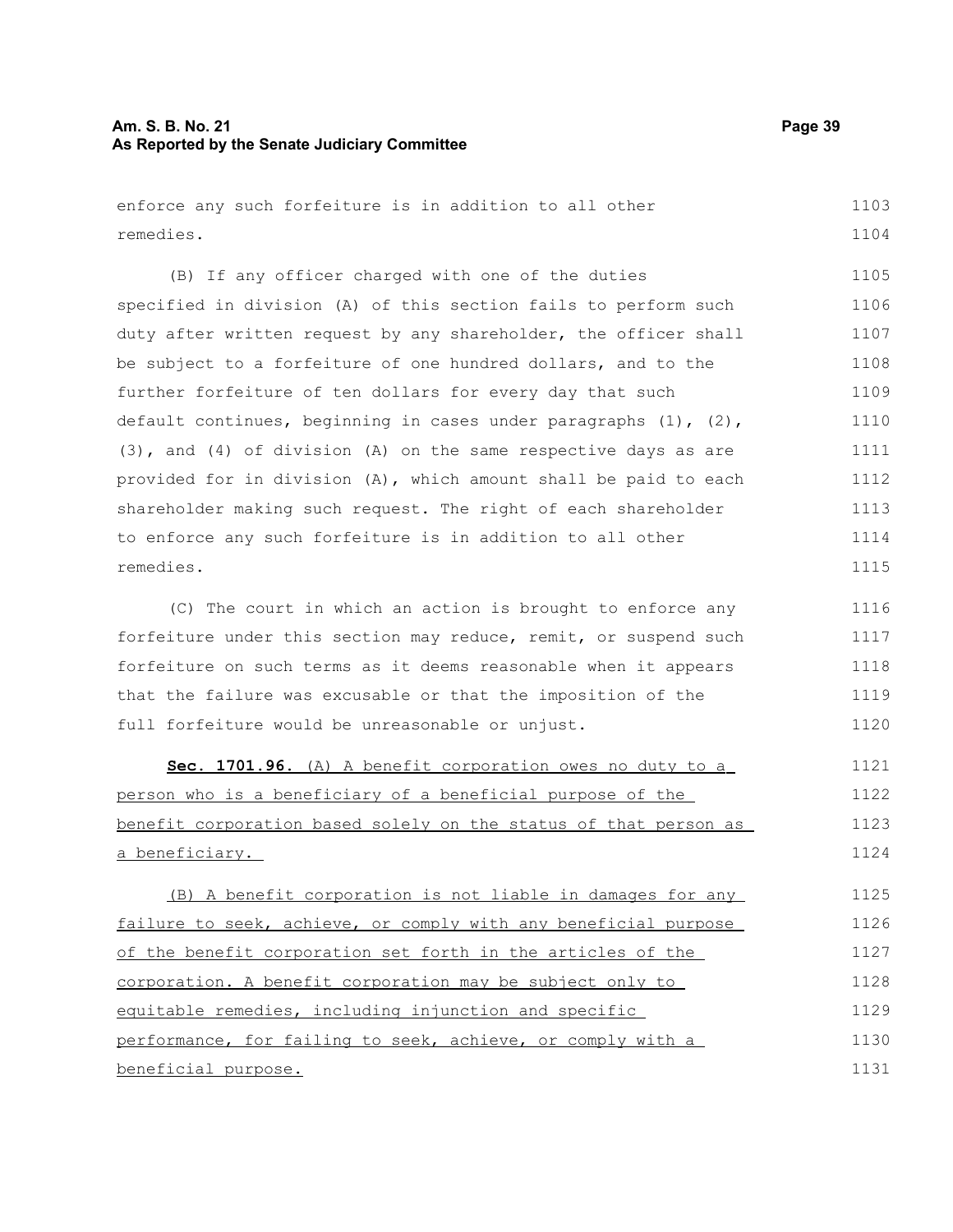enforce any such forfeiture is in addition to all other remedies.

(B) If any officer charged with one of the duties specified in division (A) of this section fails to perform such duty after written request by any shareholder, the officer shall be subject to a forfeiture of one hundred dollars, and to the further forfeiture of ten dollars for every day that such default continues, beginning in cases under paragraphs (1), (2), (3), and (4) of division (A) on the same respective days as are provided for in division (A), which amount shall be paid to each shareholder making such request. The right of each shareholder to enforce any such forfeiture is in addition to all other remedies.

(C) The court in which an action is brought to enforce any forfeiture under this section may reduce, remit, or suspend such forfeiture on such terms as it deems reasonable when it appears that the failure was excusable or that the imposition of the full forfeiture would be unreasonable or unjust.

**Sec. 1701.96.** <u>(A) A benefit corporation owes no duty to a person who is a beneficiary of a beneficial purpose of the benefit corporation based solely on the status of that person as a beneficiary.</u>

<u>(B) A benefit corporation is not liable in damages for any failure to seek, achieve, or comply with any beneficial purpose of the benefit corporation set forth in the articles of the corporation. A benefit corporation may be subject only to equitable remedies, including injunction and specific performance, for failing to seek, achieve, or comply with a beneficial purpose.</u>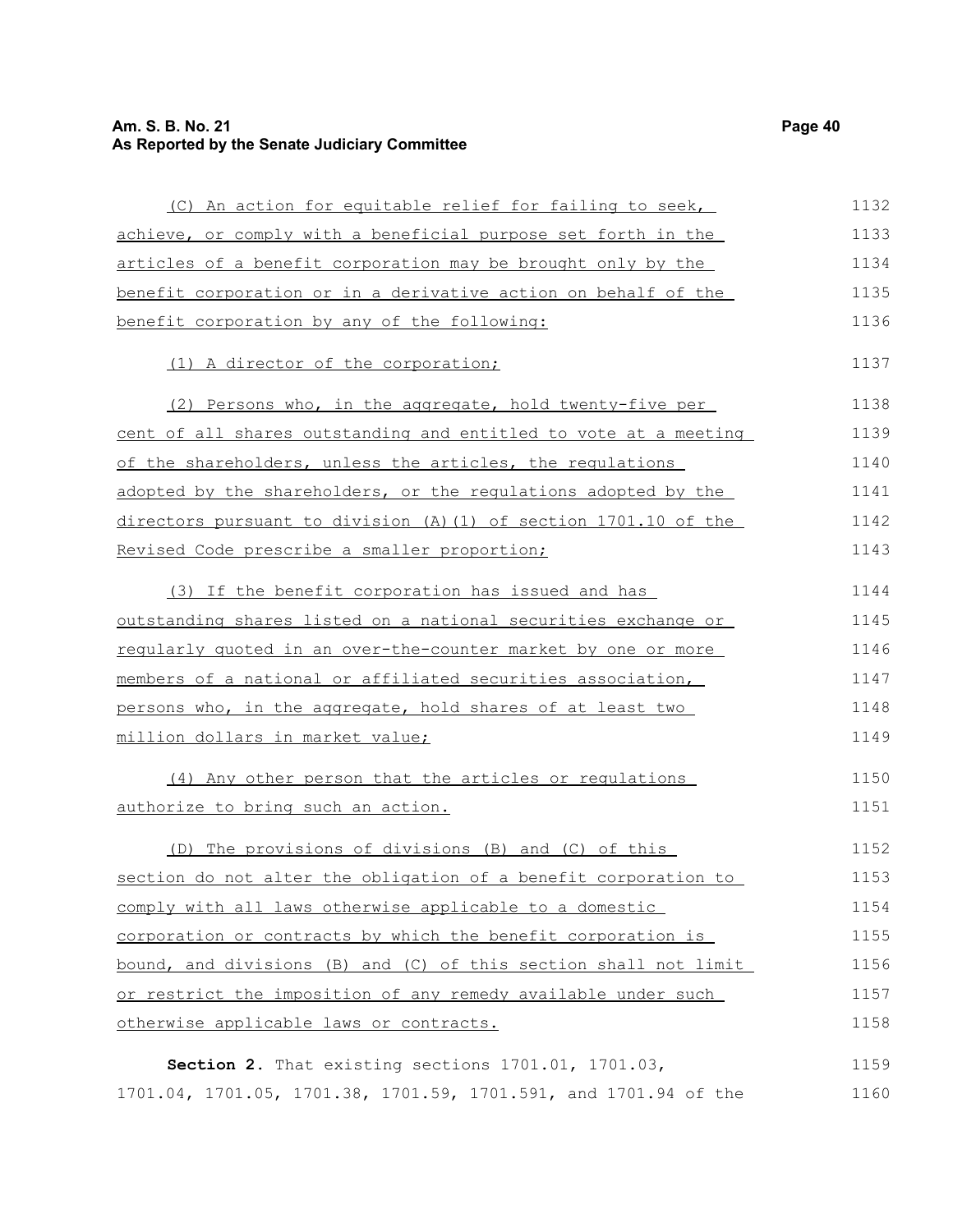(C) An action for equitable relief for failing to seek, achieve, or comply with a beneficial purpose set forth in the articles of a benefit corporation may be brought only by the benefit corporation or in a derivative action on behalf of the benefit corporation by any of the following:

(1) A director of the corporation;

(2) Persons who, in the aggregate, hold twenty-five per cent of all shares outstanding and entitled to vote at a meeting of the shareholders, unless the articles, the regulations adopted by the shareholders, or the regulations adopted by the directors pursuant to division (A)(1) of section 1701.10 of the Revised Code prescribe a smaller proportion;

(3) If the benefit corporation has issued and has outstanding shares listed on a national securities exchange or regularly quoted in an over-the-counter market by one or more members of a national or affiliated securities association, persons who, in the aggregate, hold shares of at least two million dollars in market value;

(4) Any other person that the articles or regulations authorize to bring such an action.

(D) The provisions of divisions (B) and (C) of this section do not alter the obligation of a benefit corporation to comply with all laws otherwise applicable to a domestic corporation or contracts by which the benefit corporation is bound, and divisions (B) and (C) of this section shall not limit or restrict the imposition of any remedy available under such otherwise applicable laws or contracts.

**Section 2.** That existing sections 1701.01, 1701.03, 1701.04, 1701.05, 1701.38, 1701.59, 1701.591, and 1701.94 of the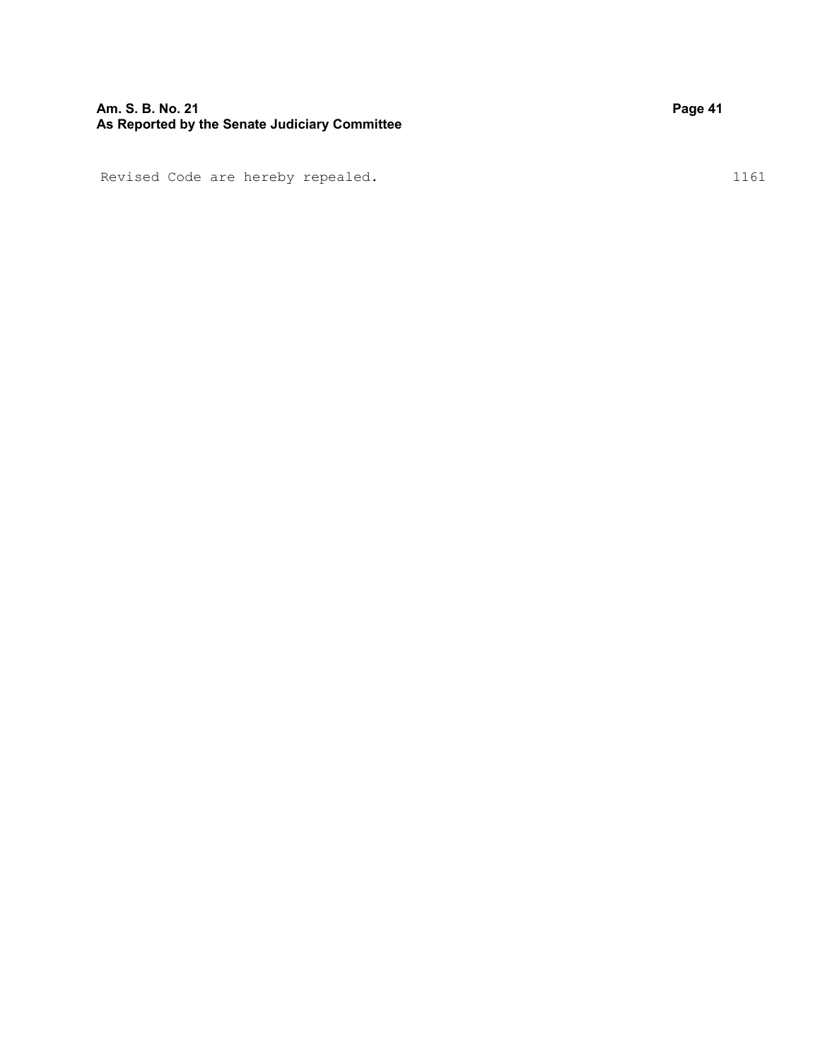Revised Code are hereby repealed. 1161